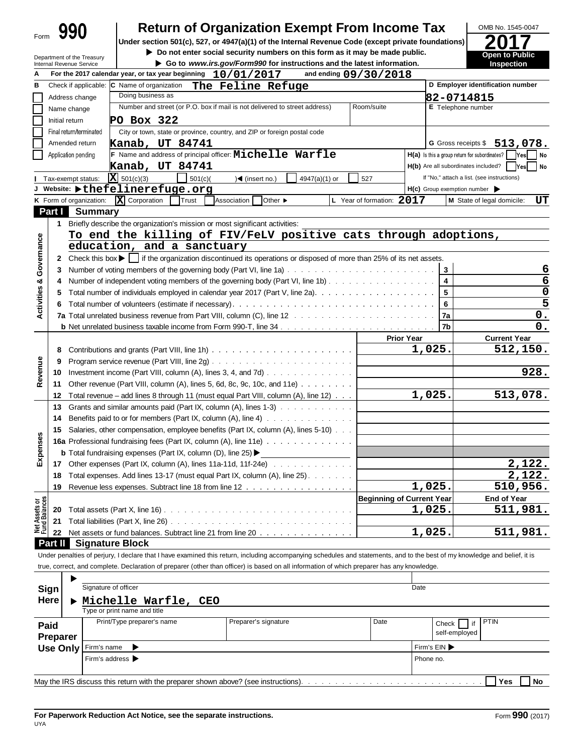Form **990**

# Return of Organization Exempt From Income Tax

**Under section 501(c), 527, or 4947(a)(1) of the Internal Revenue Code (except private foundations)**

▶ **Do not enter social security numbers on this form as it may be made public.**

▶ **Go to *www.irs.gov/Form990* for instructions and the latest information.**

Department of the Treasury
Internal Revenue Service

OMB No. 1545-0047

**2017**

**Open to Public Inspection**

**A** For the 2017 calendar year, or tax year beginning **10/01/2017** and ending **09/30/2018**

**B** Check if applicable:
- ☐ Address change
- ☐ Name change
- ☐ Initial return
- ☐ Final return/terminated
- ☐ Amended return
- ☐ Application pending

**C** Name of organization **The Feline Refuge**

Doing business as

Number and street (or P.O. box if mail is not delivered to street address): **PO Box 322** Room/suite

City or town, state or province, country, and ZIP or foreign postal code: **Kanab, UT 84741**

**D** Employer identification number: **82-0714815**

**E** Telephone number

**G** Gross receipts $ **513,078.**

**F** Name and address of principal officer: **Michelle Warfle, Kanab, UT 84741**

**H(a)** Is this a group return for subordinates? ☐ Yes ☐ No

**H(b)** Are all subordinates included? ☐ Yes ☐ No

If "No," attach a list. (see instructions)

**I** Tax-exempt status: ☒ 501(c)(3) ☐ 501(c)( ) ◀ (insert no.) ☐ 4947(a)(1) or ☐ 527

**J** Website: ▶ **thefelinerefuge.org**

**H(c)** Group exemption number ▶

**K** Form of organization: ☒ Corporation ☐ Trust ☐ Association ☐ Other ▶

**L** Year of formation: **2017**

**M** State of legal domicile: **UT**

## Part I Summary

### Activities & Governance

**1** Briefly describe the organization's mission or most significant activities:
**To end the killing of FIV/FeLV positive cats through adoptions, education, and a sanctuary**

**2** Check this box ▶ ☐ if the organization discontinued its operations or disposed of more than 25% of its net assets.

| | | | |
|---|---|---|---|
| 3 | Number of voting members of the governing body (Part VI, line 1a) | 3 | 6 |
| 4 | Number of independent voting members of the governing body (Part VI, line 1b) | 4 | 6 |
| 5 | Total number of individuals employed in calendar year 2017 (Part V, line 2a) | 5 | 0 |
| 6 | Total number of volunteers (estimate if necessary) | 6 | 5 |
| 7a | Total unrelated business revenue from Part VIII, column (C), line 12 | 7a | 0. |
| b | Net unrelated business taxable income from Form 990-T, line 34 | 7b | 0. |

### Revenue, Expenses, and Net Assets

| | | Prior Year | Current Year |
|---|---|---|---|
| 8 | Contributions and grants (Part VIII, line 1h) | 1,025. | 512,150. |
| 9 | Program service revenue (Part VIII, line 2g) | | |
| 10 | Investment income (Part VIII, column (A), lines 3, 4, and 7d) | | 928. |
| 11 | Other revenue (Part VIII, column (A), lines 5, 6d, 8c, 9c, 10c, and 11e) | | |
| 12 | Total revenue – add lines 8 through 11 (must equal Part VIII, column (A), line 12) | 1,025. | 513,078. |
| 13 | Grants and similar amounts paid (Part IX, column (A), lines 1-3) | | |
| 14 | Benefits paid to or for members (Part IX, column (A), line 4) | | |
| 15 | Salaries, other compensation, employee benefits (Part IX, column (A), lines 5-10) | | |
| 16a | Professional fundraising fees (Part IX, column (A), line 11e) | | |
| b | Total fundraising expenses (Part IX, column (D), line 25) ▶ | | |
| 17 | Other expenses (Part IX, column (A), lines 11a-11d, 11f-24e) | | 2,122. |
| 18 | Total expenses. Add lines 13-17 (must equal Part IX, column (A), line 25) | | 2,122. |
| 19 | Revenue less expenses. Subtract line 18 from line 12 | 1,025. | 510,956. |
| | | **Beginning of Current Year** | **End of Year** |
| 20 | Total assets (Part X, line 16) | 1,025. | 511,981. |
| 21 | Total liabilities (Part X, line 26) | | |
| 22 | Net assets or fund balances. Subtract line 21 from line 20 | 1,025. | 511,981. |

## Part II Signature Block

Under penalties of perjury, I declare that I have examined this return, including accompanying schedules and statements, and to the best of my knowledge and belief, it is true, correct, and complete. Declaration of preparer (other than officer) is based on all information of which preparer has any knowledge.

**Sign Here**

▶ Signature of officer — Date

▶ **Michelle Warfle, CEO**
Type or print name and title

**Paid Preparer Use Only**

| Print/Type preparer's name | Preparer's signature | Date | Check ☐ if self-employed | PTIN |
|---|---|---|---|---|
| | | | | |

Firm's name ▶ — Firm's EIN ▶

Firm's address ▶ — Phone no.

May the IRS discuss this return with the preparer shown above? (see instructions) ☐ Yes ☐ No

**For Paperwork Reduction Act Notice, see the separate instructions.**

UYA

Form **990** (2017)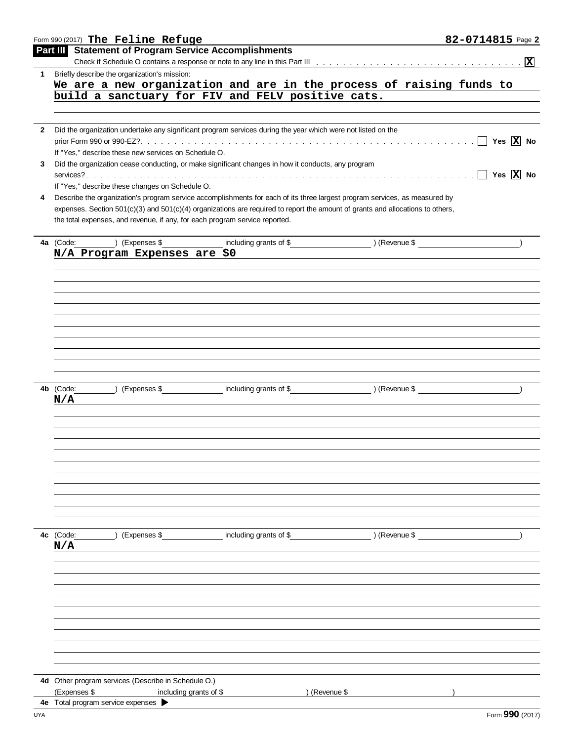Form 990 (2017) **The Feline Refuge** **82-0714815** Page **2**

## Part III Statement of Program Service Accomplishments

Check if Schedule O contains a response or note to any line in this Part III . . . . . . . . . . . . . . . . . . . . . . . . . . . . . . . . **[X]**

**1** Briefly describe the organization's mission:

**We are a new organization and are in the process of raising funds to build a sanctuary for FIV and FELV positive cats.**

**2** Did the organization undertake any significant program services during the year which were not listed on the prior Form 990 or 990-EZ? . . . . . . . . . . . . . . . . . . . . . . . . . . . . . . . . . . . . . . . . . [ ] Yes **[X]** No

If "Yes," describe these new services on Schedule O.

**3** Did the organization cease conducting, or make significant changes in how it conducts, any program services? . . . . . . . . . . . . . . . . . . . . . . . . . . . . . . . . . . . . . . . . . . . . . . . . . . . . . . . . . . . . [ ] Yes **[X]** No

If "Yes," describe these changes on Schedule O.

**4** Describe the organization's program service accomplishments for each of its three largest program services, as measured by expenses. Section 501(c)(3) and 501(c)(4) organizations are required to report the amount of grants and allocations to others, the total expenses, and revenue, if any, for each program service reported.

**4a** (Code: ) (Expenses $ including grants of $ ) (Revenue $ )

**N/A Program Expenses are $0**

**4b** (Code: ) (Expenses $ including grants of $ ) (Revenue $ )

**N/A**

**4c** (Code: ) (Expenses $ including grants of $ ) (Revenue $ )

**N/A**

**4d** Other program services (Describe in Schedule O.)

(Expenses $ including grants of $ ) (Revenue $ )

**4e** Total program service expenses ▶

Form **990** (2017)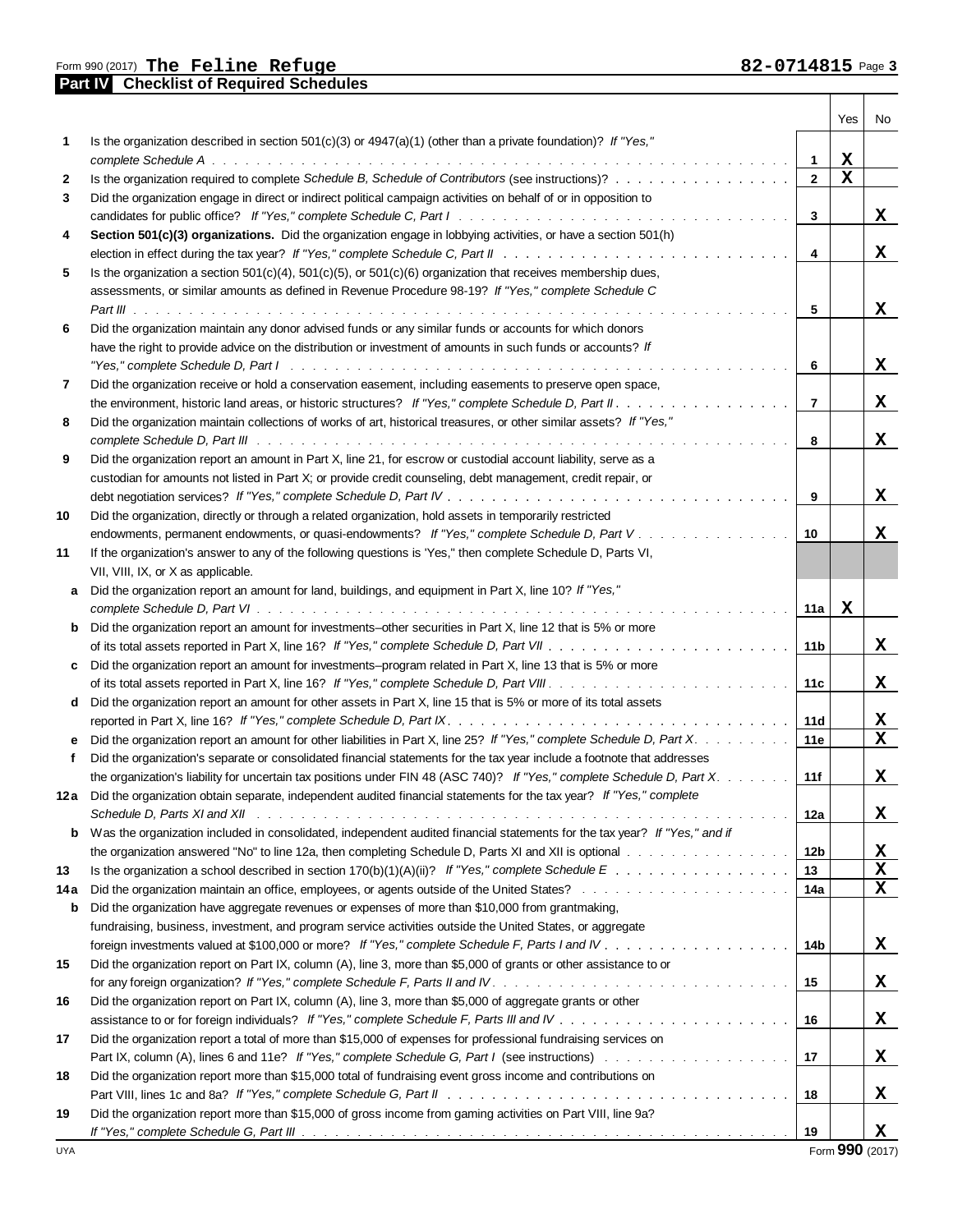Form 990 (2017) **The Feline Refuge** **82-0714815** Page **3**

## Part IV Checklist of Required Schedules

| | | | Yes | No |
|---|---|---|---|---|
| **1** | Is the organization described in section 501(c)(3) or 4947(a)(1) (other than a private foundation)? *If "Yes," complete Schedule A* | **1** | X | |
| **2** | Is the organization required to complete *Schedule B, Schedule of Contributors* (see instructions)? | **2** | X | |
| **3** | Did the organization engage in direct or indirect political campaign activities on behalf of or in opposition to candidates for public office? *If "Yes," complete Schedule C, Part I* | **3** | | X |
| **4** | **Section 501(c)(3) organizations.** Did the organization engage in lobbying activities, or have a section 501(h) election in effect during the tax year? *If "Yes," complete Schedule C, Part II* | **4** | | X |
| **5** | Is the organization a section 501(c)(4), 501(c)(5), or 501(c)(6) organization that receives membership dues, assessments, or similar amounts as defined in Revenue Procedure 98-19? *If "Yes," complete Schedule C Part III* | **5** | | X |
| **6** | Did the organization maintain any donor advised funds or any similar funds or accounts for which donors have the right to provide advice on the distribution or investment of amounts in such funds or accounts? *If "Yes," complete Schedule D, Part I* | **6** | | X |
| **7** | Did the organization receive or hold a conservation easement, including easements to preserve open space, the environment, historic land areas, or historic structures? *If "Yes," complete Schedule D, Part II* | **7** | | X |
| **8** | Did the organization maintain collections of works of art, historical treasures, or other similar assets? *If "Yes," complete Schedule D, Part III* | **8** | | X |
| **9** | Did the organization report an amount in Part X, line 21, for escrow or custodial account liability, serve as a custodian for amounts not listed in Part X; or provide credit counseling, debt management, credit repair, or debt negotiation services? *If "Yes," complete Schedule D, Part IV* | **9** | | X |
| **10** | Did the organization, directly or through a related organization, hold assets in temporarily restricted endowments, permanent endowments, or quasi-endowments? *If "Yes," complete Schedule D, Part V* | **10** | | X |
| **11** | If the organization's answer to any of the following questions is "Yes," then complete Schedule D, Parts VI, VII, VIII, IX, or X as applicable. | | | |
| **a** | Did the organization report an amount for land, buildings, and equipment in Part X, line 10? *If "Yes," complete Schedule D, Part VI* | **11a** | X | |
| **b** | Did the organization report an amount for investments–other securities in Part X, line 12 that is 5% or more of its total assets reported in Part X, line 16? *If "Yes," complete Schedule D, Part VII* | **11b** | | X |
| **c** | Did the organization report an amount for investments–program related in Part X, line 13 that is 5% or more of its total assets reported in Part X, line 16? *If "Yes," complete Schedule D, Part VIII* | **11c** | | X |
| **d** | Did the organization report an amount for other assets in Part X, line 15 that is 5% or more of its total assets reported in Part X, line 16? *If "Yes," complete Schedule D, Part IX* | **11d** | | X |
| **e** | Did the organization report an amount for other liabilities in Part X, line 25? *If "Yes," complete Schedule D, Part X* | **11e** | | X |
| **f** | Did the organization's separate or consolidated financial statements for the tax year include a footnote that addresses the organization's liability for uncertain tax positions under FIN 48 (ASC 740)? *If "Yes," complete Schedule D, Part X* | **11f** | | X |
| **12a** | Did the organization obtain separate, independent audited financial statements for the tax year? *If "Yes," complete Schedule D, Parts XI and XII* | **12a** | | X |
| **b** | Was the organization included in consolidated, independent audited financial statements for the tax year? *If "Yes," and if the organization answered "No" to line 12a, then completing Schedule D, Parts XI and XII is optional* | **12b** | | X |
| **13** | Is the organization a school described in section 170(b)(1)(A)(ii)? *If "Yes," complete Schedule E* | **13** | | X |
| **14a** | Did the organization maintain an office, employees, or agents outside of the United States? | **14a** | | X |
| **b** | Did the organization have aggregate revenues or expenses of more than $10,000 from grantmaking, fundraising, business, investment, and program service activities outside the United States, or aggregate foreign investments valued at $100,000 or more? *If "Yes," complete Schedule F, Parts I and IV* | **14b** | | X |
| **15** | Did the organization report on Part IX, column (A), line 3, more than $5,000 of grants or other assistance to or for any foreign organization? *If "Yes," complete Schedule F, Parts II and IV* | **15** | | X |
| **16** | Did the organization report on Part IX, column (A), line 3, more than $5,000 of aggregate grants or other assistance to or for foreign individuals? *If "Yes," complete Schedule F, Parts III and IV* | **16** | | X |
| **17** | Did the organization report a total of more than $15,000 of expenses for professional fundraising services on Part IX, column (A), lines 6 and 11e? *If "Yes," complete Schedule G, Part I* (see instructions) | **17** | | X |
| **18** | Did the organization report more than $15,000 total of fundraising event gross income and contributions on Part VIII, lines 1c and 8a? *If "Yes," complete Schedule G, Part II* | **18** | | X |
| **19** | Did the organization report more than $15,000 of gross income from gaming activities on Part VIII, line 9a? *If "Yes," complete Schedule G, Part III* | **19** | | X |

UYA Form **990** (2017)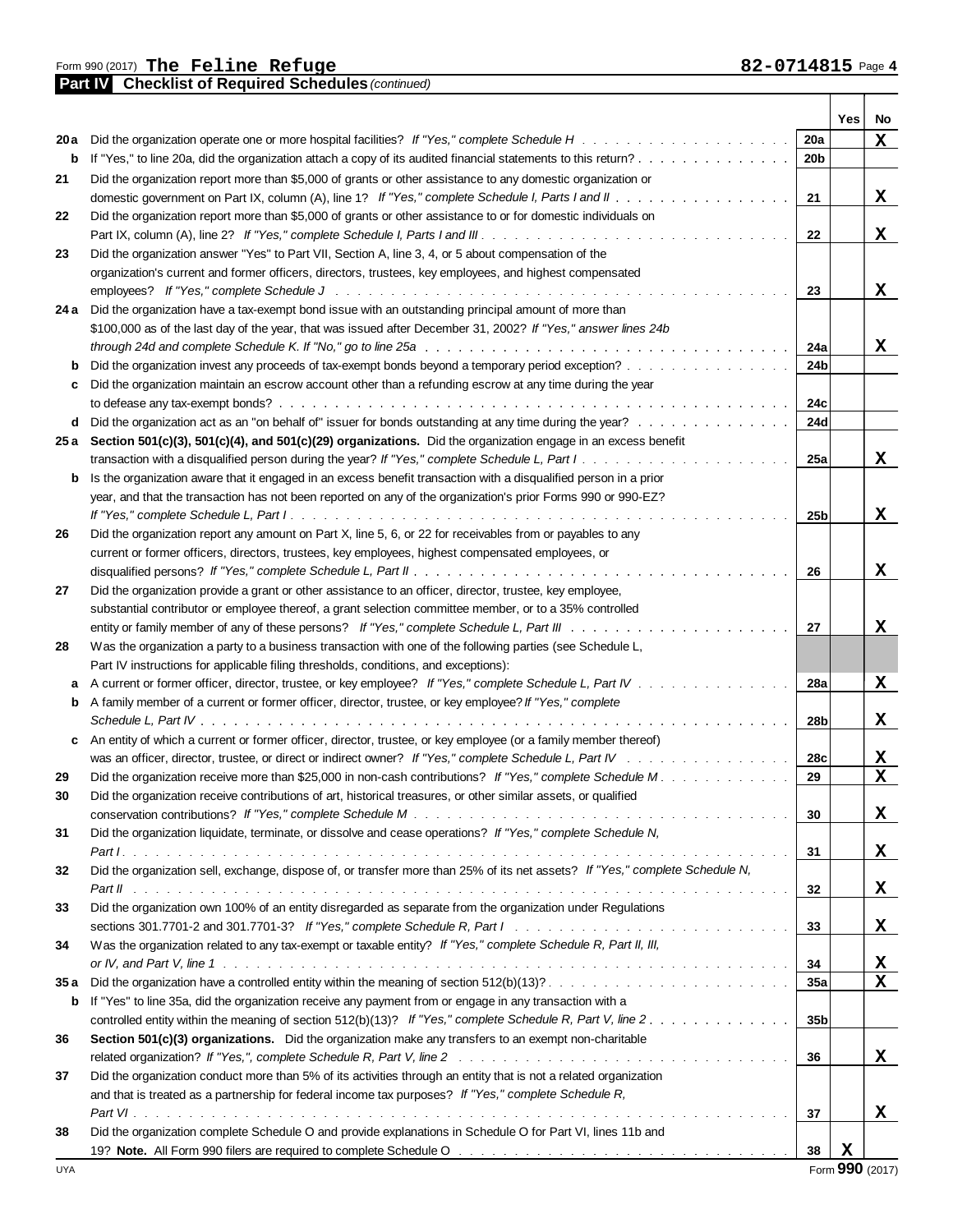Form 990 (2017) **The Feline Refuge** **82-0714815** Page **4**

**Part IV Checklist of Required Schedules** *(continued)*

| | | | Yes | No |
|---|---|---|---|---|
| **20a** | Did the organization operate one or more hospital facilities? *If "Yes," complete Schedule H* | 20a | | X |
| **b** | If "Yes," to line 20a, did the organization attach a copy of its audited financial statements to this return? | 20b | | |
| **21** | Did the organization report more than $5,000 of grants or other assistance to any domestic organization or domestic government on Part IX, column (A), line 1? *If "Yes," complete Schedule I, Parts I and II* | 21 | | X |
| **22** | Did the organization report more than $5,000 of grants or other assistance to or for domestic individuals on Part IX, column (A), line 2? *If "Yes," complete Schedule I, Parts I and III* | 22 | | X |
| **23** | Did the organization answer "Yes" to Part VII, Section A, line 3, 4, or 5 about compensation of the organization's current and former officers, directors, trustees, key employees, and highest compensated employees? *If "Yes," complete Schedule J* | 23 | | X |
| **24a** | Did the organization have a tax-exempt bond issue with an outstanding principal amount of more than $100,000 as of the last day of the year, that was issued after December 31, 2002? *If "Yes," answer lines 24b through 24d and complete Schedule K. If "No," go to line 25a* | 24a | | X |
| **b** | Did the organization invest any proceeds of tax-exempt bonds beyond a temporary period exception? | 24b | | |
| **c** | Did the organization maintain an escrow account other than a refunding escrow at any time during the year to defease any tax-exempt bonds? | 24c | | |
| **d** | Did the organization act as an "on behalf of" issuer for bonds outstanding at any time during the year? | 24d | | |
| **25a** | **Section 501(c)(3), 501(c)(4), and 501(c)(29) organizations.** Did the organization engage in an excess benefit transaction with a disqualified person during the year? *If "Yes," complete Schedule L, Part I* | 25a | | X |
| **b** | Is the organization aware that it engaged in an excess benefit transaction with a disqualified person in a prior year, and that the transaction has not been reported on any of the organization's prior Forms 990 or 990-EZ? *If "Yes," complete Schedule L, Part I* | 25b | | X |
| **26** | Did the organization report any amount on Part X, line 5, 6, or 22 for receivables from or payables to any current or former officers, directors, trustees, key employees, highest compensated employees, or disqualified persons? *If "Yes," complete Schedule L, Part II* | 26 | | X |
| **27** | Did the organization provide a grant or other assistance to an officer, director, trustee, key employee, substantial contributor or employee thereof, a grant selection committee member, or to a 35% controlled entity or family member of any of these persons? *If "Yes," complete Schedule L, Part III* | 27 | | X |
| **28** | Was the organization a party to a business transaction with one of the following parties (see Schedule L, Part IV instructions for applicable filing thresholds, conditions, and exceptions): | | | |
| **a** | A current or former officer, director, trustee, or key employee? *If "Yes," complete Schedule L, Part IV* | 28a | | X |
| **b** | A family member of a current or former officer, director, trustee, or key employee? *If "Yes," complete Schedule L, Part IV* | 28b | | X |
| **c** | An entity of which a current or former officer, director, trustee, or key employee (or a family member thereof) was an officer, director, trustee, or direct or indirect owner? *If "Yes," complete Schedule L, Part IV* | 28c | | X |
| **29** | Did the organization receive more than $25,000 in non-cash contributions? *If "Yes," complete Schedule M* | 29 | | X |
| **30** | Did the organization receive contributions of art, historical treasures, or other similar assets, or qualified conservation contributions? *If "Yes," complete Schedule M* | 30 | | X |
| **31** | Did the organization liquidate, terminate, or dissolve and cease operations? *If "Yes," complete Schedule N, Part I* | 31 | | X |
| **32** | Did the organization sell, exchange, dispose of, or transfer more than 25% of its net assets? *If "Yes," complete Schedule N, Part II* | 32 | | X |
| **33** | Did the organization own 100% of an entity disregarded as separate from the organization under Regulations sections 301.7701-2 and 301.7701-3? *If "Yes," complete Schedule R, Part I* | 33 | | X |
| **34** | Was the organization related to any tax-exempt or taxable entity? *If "Yes," complete Schedule R, Part II, III, or IV, and Part V, line 1* | 34 | | X |
| **35a** | Did the organization have a controlled entity within the meaning of section 512(b)(13)? | 35a | | X |
| **b** | If "Yes" to line 35a, did the organization receive any payment from or engage in any transaction with a controlled entity within the meaning of section 512(b)(13)? *If "Yes," complete Schedule R, Part V, line 2* | 35b | | |
| **36** | **Section 501(c)(3) organizations.** Did the organization make any transfers to an exempt non-charitable related organization? *If "Yes,", complete Schedule R, Part V, line 2* | 36 | | X |
| **37** | Did the organization conduct more than 5% of its activities through an entity that is not a related organization and that is treated as a partnership for federal income tax purposes? *If "Yes," complete Schedule R, Part VI* | 37 | | X |
| **38** | Did the organization complete Schedule O and provide explanations in Schedule O for Part VI, lines 11b and 19? **Note.** All Form 990 filers are required to complete Schedule O | 38 | X | |

Form **990** (2017)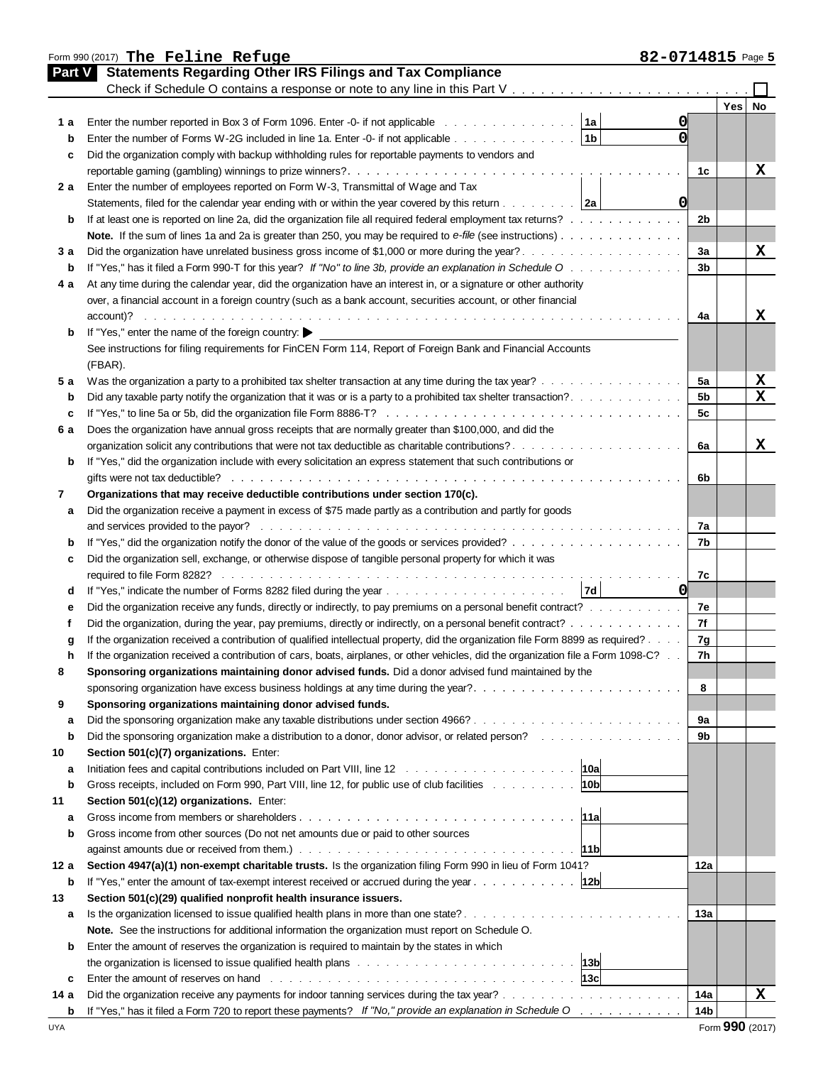Form 990 (2017) **The Feline Refuge** **82-0714815** Page **5**

## Part V Statements Regarding Other IRS Filings and Tax Compliance

Check if Schedule O contains a response or note to any line in this Part V . . . . . . . . . . . . . . . . . . . . . . . . ☐

| | | | | | Yes | No |
|---|---|---|---|---|---|---|
| **1 a** | Enter the number reported in Box 3 of Form 1096. Enter -0- if not applicable | 1a | 0 | | | |
| **b** | Enter the number of Forms W-2G included in line 1a. Enter -0- if not applicable | 1b | 0 | | | |
| **c** | Did the organization comply with backup withholding rules for reportable payments to vendors and reportable gaming (gambling) winnings to prize winners? | | | 1c | | X |
| **2 a** | Enter the number of employees reported on Form W-3, Transmittal of Wage and Tax Statements, filed for the calendar year ending with or within the year covered by this return | 2a | 0 | | | |
| **b** | If at least one is reported on line 2a, did the organization file all required federal employment tax returns? | | | 2b | | |
| | **Note.** If the sum of lines 1a and 2a is greater than 250, you may be required to *e-file* (see instructions) | | | | | |
| **3 a** | Did the organization have unrelated business gross income of $1,000 or more during the year? | | | 3a | | X |
| **b** | If "Yes," has it filed a Form 990-T for this year? *If "No" to line 3b, provide an explanation in Schedule O* | | | 3b | | |
| **4 a** | At any time during the calendar year, did the organization have an interest in, or a signature or other authority over, a financial account in a foreign country (such as a bank account, securities account, or other financial account)? | | | 4a | | X |
| **b** | If "Yes," enter the name of the foreign country: ▶ See instructions for filing requirements for FinCEN Form 114, Report of Foreign Bank and Financial Accounts (FBAR). | | | | | |
| **5 a** | Was the organization a party to a prohibited tax shelter transaction at any time during the tax year? | | | 5a | | X |
| **b** | Did any taxable party notify the organization that it was or is a party to a prohibited tax shelter transaction? | | | 5b | | X |
| **c** | If "Yes," to line 5a or 5b, did the organization file Form 8886-T? | | | 5c | | |
| **6 a** | Does the organization have annual gross receipts that are normally greater than $100,000, and did the organization solicit any contributions that were not tax deductible as charitable contributions? | | | 6a | | X |
| **b** | If "Yes," did the organization include with every solicitation an express statement that such contributions or gifts were not tax deductible? | | | 6b | | |
| **7** | **Organizations that may receive deductible contributions under section 170(c).** | | | | | |
| **a** | Did the organization receive a payment in excess of $75 made partly as a contribution and partly for goods and services provided to the payor? | | | 7a | | |
| **b** | If "Yes," did the organization notify the donor of the value of the goods or services provided? | | | 7b | | |
| **c** | Did the organization sell, exchange, or otherwise dispose of tangible personal property for which it was required to file Form 8282? | | | 7c | | |
| **d** | If "Yes," indicate the number of Forms 8282 filed during the year | 7d | 0 | | | |
| **e** | Did the organization receive any funds, directly or indirectly, to pay premiums on a personal benefit contract? | | | 7e | | |
| **f** | Did the organization, during the year, pay premiums, directly or indirectly, on a personal benefit contract? | | | 7f | | |
| **g** | If the organization received a contribution of qualified intellectual property, did the organization file Form 8899 as required? | | | 7g | | |
| **h** | If the organization received a contribution of cars, boats, airplanes, or other vehicles, did the organization file a Form 1098-C? | | | 7h | | |
| **8** | **Sponsoring organizations maintaining donor advised funds.** Did a donor advised fund maintained by the sponsoring organization have excess business holdings at any time during the year? | | | 8 | | |
| **9** | **Sponsoring organizations maintaining donor advised funds.** | | | | | |
| **a** | Did the sponsoring organization make any taxable distributions under section 4966? | | | 9a | | |
| **b** | Did the sponsoring organization make a distribution to a donor, donor advisor, or related person? | | | 9b | | |
| **10** | **Section 501(c)(7) organizations.** Enter: | | | | | |
| **a** | Initiation fees and capital contributions included on Part VIII, line 12 | 10a | | | | |
| **b** | Gross receipts, included on Form 990, Part VIII, line 12, for public use of club facilities | 10b | | | | |
| **11** | **Section 501(c)(12) organizations.** Enter: | | | | | |
| **a** | Gross income from members or shareholders | 11a | | | | |
| **b** | Gross income from other sources (Do not net amounts due or paid to other sources against amounts due or received from them.) | 11b | | | | |
| **12 a** | **Section 4947(a)(1) non-exempt charitable trusts.** Is the organization filing Form 990 in lieu of Form 1041? | | | 12a | | |
| **b** | If "Yes," enter the amount of tax-exempt interest received or accrued during the year | 12b | | | | |
| **13** | **Section 501(c)(29) qualified nonprofit health insurance issuers.** | | | | | |
| **a** | Is the organization licensed to issue qualified health plans in more than one state? | | | 13a | | |
| | **Note.** See the instructions for additional information the organization must report on Schedule O. | | | | | |
| **b** | Enter the amount of reserves the organization is required to maintain by the states in which the organization is licensed to issue qualified health plans | 13b | | | | |
| **c** | Enter the amount of reserves on hand | 13c | | | | |
| **14 a** | Did the organization receive any payments for indoor tanning services during the tax year? | | | 14a | | X |
| **b** | If "Yes," has it filed a Form 720 to report these payments? *If "No," provide an explanation in Schedule O* | | | 14b | | |

UYA Form **990** (2017)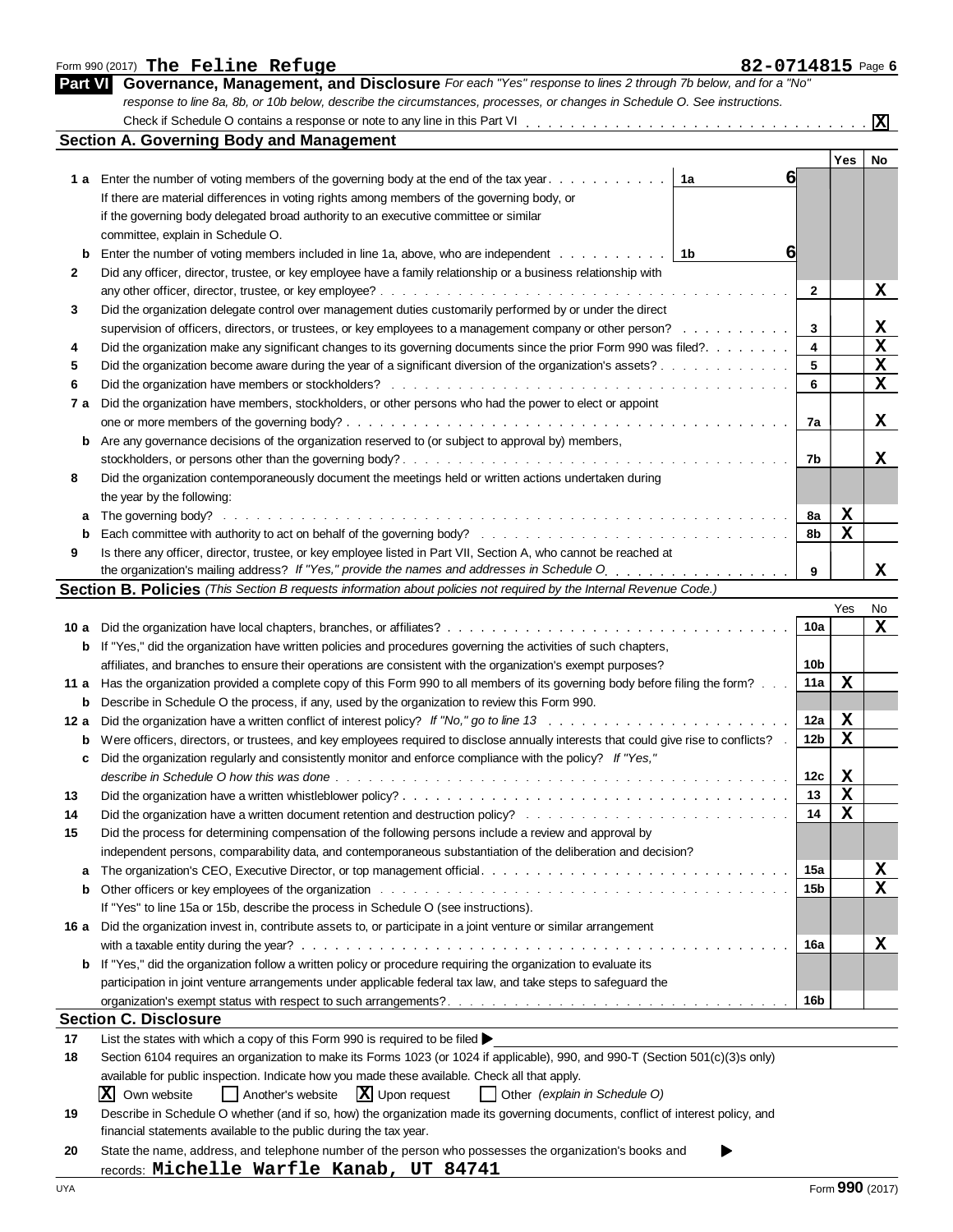Form 990 (2017) **The Feline Refuge** **82-0714815** Page 6

## Part VI Governance, Management, and Disclosure

*For each "Yes" response to lines 2 through 7b below, and for a "No" response to line 8a, 8b, or 10b below, describe the circumstances, processes, or changes in Schedule O. See instructions.*

Check if Schedule O contains a response or note to any line in this Part VI . . . . . . . . . . **X**

### Section A. Governing Body and Management

| | | | Yes | No |
|---|---|---|---|---|
| **1 a** | Enter the number of voting members of the governing body at the end of the tax year . . . . . **1a** **6**<br>If there are material differences in voting rights among members of the governing body, or if the governing body delegated broad authority to an executive committee or similar committee, explain in Schedule O. | | | |
| **b** | Enter the number of voting members included in line 1a, above, who are independent . . . . . **1b** **6** | | | |
| **2** | Did any officer, director, trustee, or key employee have a family relationship or a business relationship with any other officer, director, trustee, or key employee? | 2 | | X |
| **3** | Did the organization delegate control over management duties customarily performed by or under the direct supervision of officers, directors, or trustees, or key employees to a management company or other person? | 3 | | X |
| **4** | Did the organization make any significant changes to its governing documents since the prior Form 990 was filed? | 4 | | X |
| **5** | Did the organization become aware during the year of a significant diversion of the organization's assets? | 5 | | X |
| **6** | Did the organization have members or stockholders? | 6 | | X |
| **7 a** | Did the organization have members, stockholders, or other persons who had the power to elect or appoint one or more members of the governing body? | 7a | | X |
| **b** | Are any governance decisions of the organization reserved to (or subject to approval by) members, stockholders, or persons other than the governing body? | 7b | | X |
| **8** | Did the organization contemporaneously document the meetings held or written actions undertaken during the year by the following: | | | |
| **a** | The governing body? | 8a | X | |
| **b** | Each committee with authority to act on behalf of the governing body? | 8b | X | |
| **9** | Is there any officer, director, trustee, or key employee listed in Part VII, Section A, who cannot be reached at the organization's mailing address? *If "Yes," provide the names and addresses in Schedule O* | 9 | | X |

### Section B. Policies *(This Section B requests information about policies not required by the Internal Revenue Code.)*

| | | | Yes | No |
|---|---|---|---|---|
| **10 a** | Did the organization have local chapters, branches, or affiliates? | 10a | | X |
| **b** | If "Yes," did the organization have written policies and procedures governing the activities of such chapters, affiliates, and branches to ensure their operations are consistent with the organization's exempt purposes? | 10b | | |
| **11 a** | Has the organization provided a complete copy of this Form 990 to all members of its governing body before filing the form? | 11a | X | |
| **b** | Describe in Schedule O the process, if any, used by the organization to review this Form 990. | | | |
| **12 a** | Did the organization have a written conflict of interest policy? *If "No," go to line 13* | 12a | X | |
| **b** | Were officers, directors, or trustees, and key employees required to disclose annually interests that could give rise to conflicts? | 12b | X | |
| **c** | Did the organization regularly and consistently monitor and enforce compliance with the policy? *If "Yes," describe in Schedule O how this was done* | 12c | X | |
| **13** | Did the organization have a written whistleblower policy? | 13 | X | |
| **14** | Did the organization have a written document retention and destruction policy? | 14 | X | |
| **15** | Did the process for determining compensation of the following persons include a review and approval by independent persons, comparability data, and contemporaneous substantiation of the deliberation and decision? | | | |
| **a** | The organization's CEO, Executive Director, or top management official | 15a | | X |
| **b** | Other officers or key employees of the organization | 15b | | X |
| | If "Yes" to line 15a or 15b, describe the process in Schedule O (see instructions). | | | |
| **16 a** | Did the organization invest in, contribute assets to, or participate in a joint venture or similar arrangement with a taxable entity during the year? | 16a | | X |
| **b** | If "Yes," did the organization follow a written policy or procedure requiring the organization to evaluate its participation in joint venture arrangements under applicable federal tax law, and take steps to safeguard the organization's exempt status with respect to such arrangements? | 16b | | |

### Section C. Disclosure

**17** List the states with which a copy of this Form 990 is required to be filed ▶

**18** Section 6104 requires an organization to make its Forms 1023 (or 1024 if applicable), 990, and 990-T (Section 501(c)(3)s only) available for public inspection. Indicate how you made these available. Check all that apply.

[X] Own website [ ] Another's website [X] Upon request [ ] Other *(explain in Schedule O)*

**19** Describe in Schedule O whether (and if so, how) the organization made its governing documents, conflict of interest policy, and financial statements available to the public during the tax year.

**20** State the name, address, and telephone number of the person who possesses the organization's books and records: **Michelle Warfle Kanab, UT 84741**

UYA Form **990** (2017)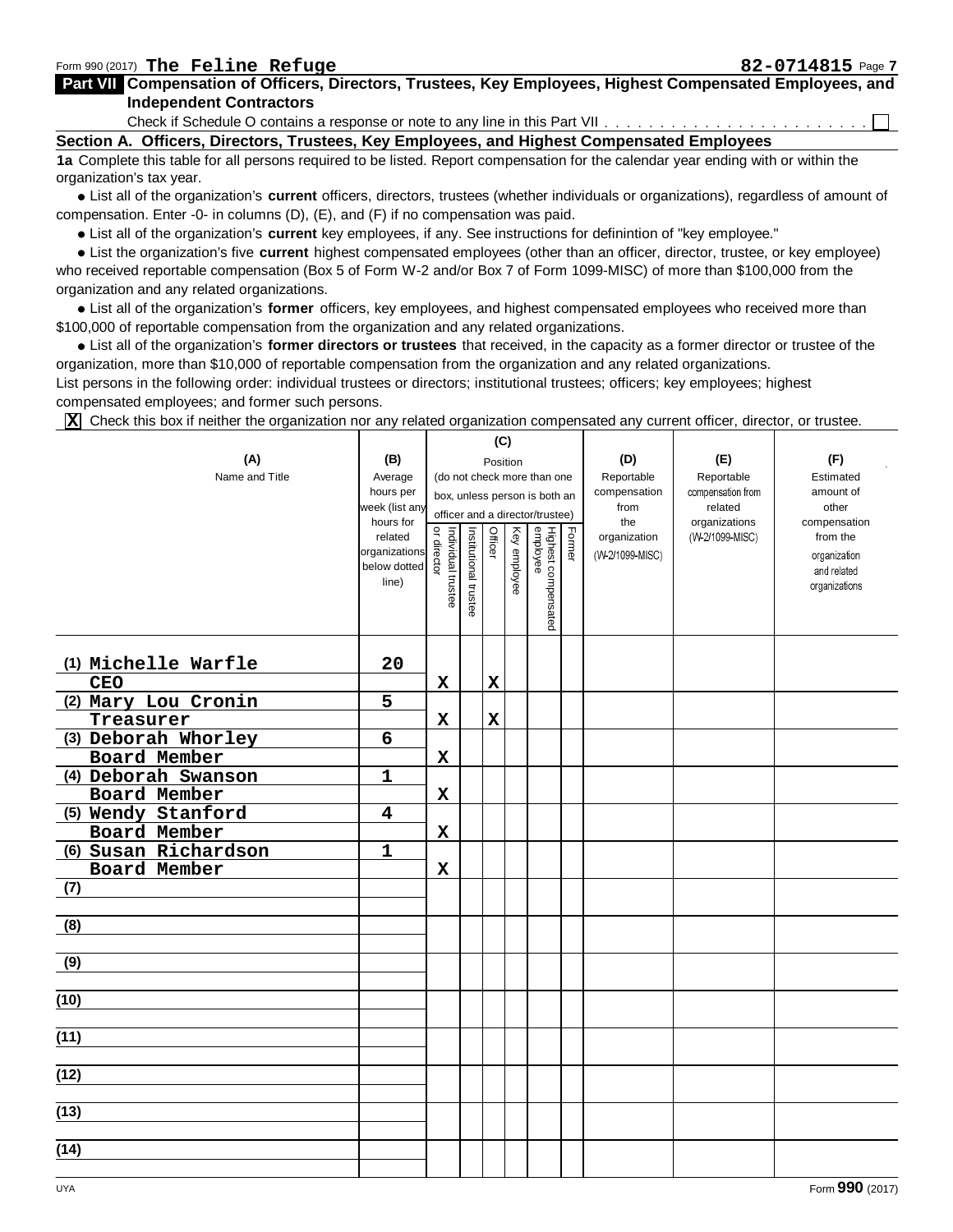Form 990 (2017) **The Feline Refuge** **82-0714815** Page **7**

## Part VII Compensation of Officers, Directors, Trustees, Key Employees, Highest Compensated Employees, and Independent Contractors

Check if Schedule O contains a response or note to any line in this Part VII . . . . . . . . . . . . . . . . . . . . . . . . ☐

### Section A. Officers, Directors, Trustees, Key Employees, and Highest Compensated Employees

**1a** Complete this table for all persons required to be listed. Report compensation for the calendar year ending with or within the organization's tax year.

- List all of the organization's **current** officers, directors, trustees (whether individuals or organizations), regardless of amount of compensation. Enter -0- in columns (D), (E), and (F) if no compensation was paid.
- List all of the organization's **current** key employees, if any. See instructions for definintion of "key employee."
- List the organization's five **current** highest compensated employees (other than an officer, director, trustee, or key employee) who received reportable compensation (Box 5 of Form W-2 and/or Box 7 of Form 1099-MISC) of more than $100,000 from the organization and any related organizations.
- List all of the organization's **former** officers, key employees, and highest compensated employees who received more than $100,000 of reportable compensation from the organization and any related organizations.
- List all of the organization's **former directors or trustees** that received, in the capacity as a former director or trustee of the organization, more than $10,000 of reportable compensation from the organization and any related organizations.

List persons in the following order: individual trustees or directors; institutional trustees; officers; key employees; highest compensated employees; and former such persons.

**X** Check this box if neither the organization nor any related organization compensated any current officer, director, or trustee.

| (A) Name and Title | (B) Average hours per week (list any hours for related organizations below dotted line) | (C) Position (do not check more than one box, unless person is both an officer and a director/trustee) | | | | | | (D) Reportable compensation from the organization (W-2/1099-MISC) | (E) Reportable compensation from related organizations (W-2/1099-MISC) | (F) Estimated amount of other compensation from the organization and related organizations |
|---|---|---|---|---|---|---|---|---|---|---|
| | | Individual trustee or director | Institutional trustee | Officer | Key employee | Highest compensated employee | Former | | | |
| (1) Michelle Warfle<br>CEO | 20 | X | | X | | | | | | |
| (2) Mary Lou Cronin<br>Treasurer | 5 | X | | X | | | | | | |
| (3) Deborah Whorley<br>Board Member | 6 | X | | | | | | | | |
| (4) Deborah Swanson<br>Board Member | 1 | X | | | | | | | | |
| (5) Wendy Stanford<br>Board Member | 4 | X | | | | | | | | |
| (6) Susan Richardson<br>Board Member | 1 | X | | | | | | | | |
| (7) | | | | | | | | | | |
| (8) | | | | | | | | | | |
| (9) | | | | | | | | | | |
| (10) | | | | | | | | | | |
| (11) | | | | | | | | | | |
| (12) | | | | | | | | | | |
| (13) | | | | | | | | | | |
| (14) | | | | | | | | | | |

UYA Form **990** (2017)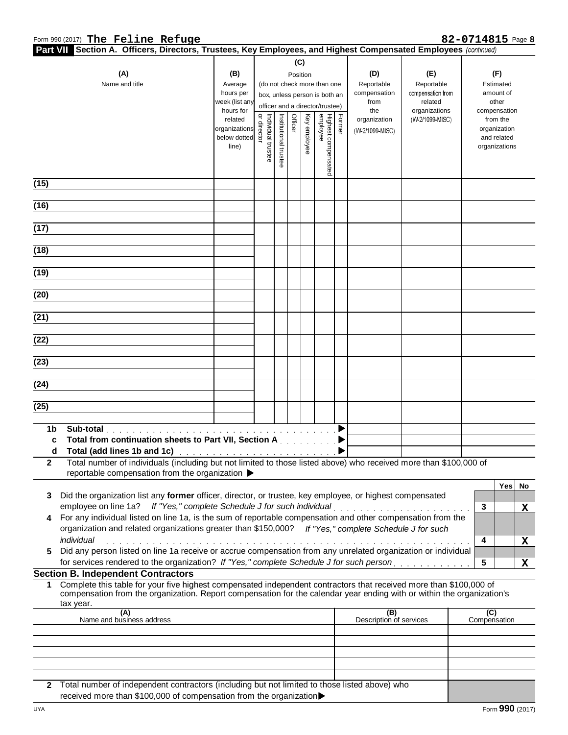Form 990 (2017) **The Feline Refuge** **82-0714815** Page **8**

**Part VII Section A. Officers, Directors, Trustees, Key Employees, and Highest Compensated Employees** *(continued)*

| (A) Name and title | (B) Average hours per week (list any hours for related organizations below dotted line) | (C) Position (do not check more than one box, unless person is both an officer and a director/trustee) | | | | | | (D) Reportable compensation from the organization (W-2/1099-MISC) | (E) Reportable compensation from related organizations (W-2/1099-MISC) | (F) Estimated amount of other compensation from the organization and related organizations |
|---|---|---|---|---|---|---|---|---|---|---|
| | | Individual trustee or director | Institutional trustee | Officer | Key employee | Highest compensated employee | Former | | | |
| (15) | | | | | | | | | | |
| (16) | | | | | | | | | | |
| (17) | | | | | | | | | | |
| (18) | | | | | | | | | | |
| (19) | | | | | | | | | | |
| (20) | | | | | | | | | | |
| (21) | | | | | | | | | | |
| (22) | | | | | | | | | | |
| (23) | | | | | | | | | | |
| (24) | | | | | | | | | | |
| (25) | | | | | | | | | | |
| **1b Sub-total** ▶ | | | | | | | | | | |
| **c Total from continuation sheets to Part VII, Section A** ▶ | | | | | | | | | | |
| **d Total (add lines 1b and 1c)** ▶ | | | | | | | | | | |

**2** Total number of individuals (including but not limited to those listed above) who received more than $100,000 of reportable compensation from the organization ▶

| | | Yes | No |
|---|---|---|---|
| **3** Did the organization list any **former** officer, director, or trustee, key employee, or highest compensated employee on line 1a? *If "Yes," complete Schedule J for such individual* | 3 | | X |
| **4** For any individual listed on line 1a, is the sum of reportable compensation and other compensation from the organization and related organizations greater than $150,000? *If "Yes," complete Schedule J for such individual* | 4 | | X |
| **5** Did any person listed on line 1a receive or accrue compensation from any unrelated organization or individual for services rendered to the organization? *If "Yes," complete Schedule J for such person* | 5 | | X |

**Section B. Independent Contractors**

**1** Complete this table for your five highest compensated independent contractors that received more than $100,000 of compensation from the organization. Report compensation for the calendar year ending with or within the organization's tax year.

| (A) Name and business address | (B) Description of services | (C) Compensation |
|---|---|---|
| | | |
| | | |
| | | |
| | | |
| | | |

**2** Total number of independent contractors (including but not limited to those listed above) who received more than $100,000 of compensation from the organization ▶

Form **990** (2017)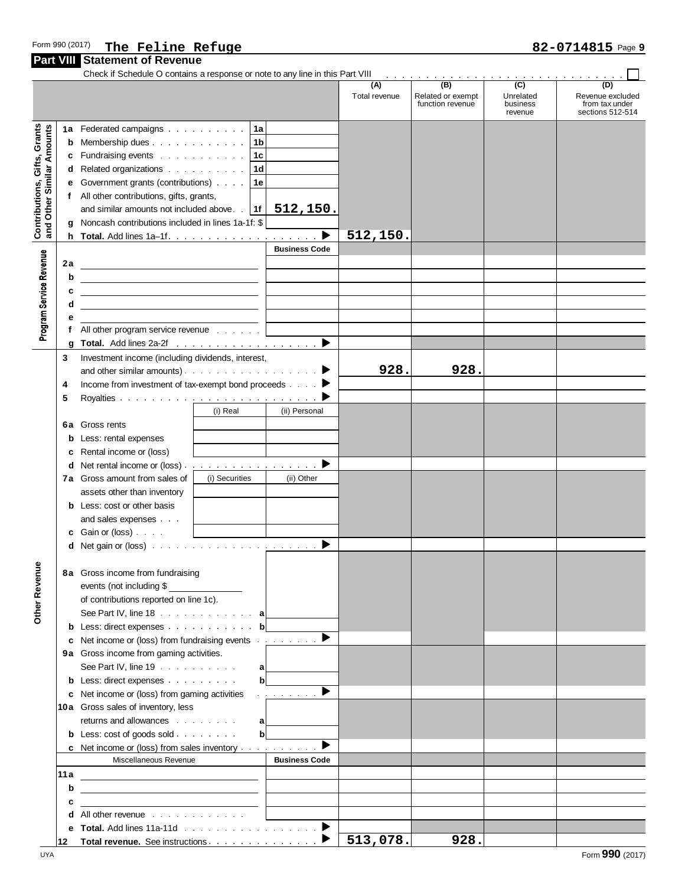Form 990 (2017) **The Feline Refuge** **82-0714815** Page **9**

## Part VIII Statement of Revenue

Check if Schedule O contains a response or note to any line in this Part VIII ☐

| | | | (A) Total revenue | (B) Related or exempt function revenue | (C) Unrelated business revenue | (D) Revenue excluded from tax under sections 512-514 |
|---|---|---|---|---|---|---|
| **Contributions, Gifts, Grants and Other Similar Amounts** | 1a Federated campaigns | 1a | | | | |
| | b Membership dues | 1b | | | | |
| | c Fundraising events | 1c | | | | |
| | d Related organizations | 1d | | | | |
| | e Government grants (contributions) | 1e | | | | |
| | f All other contributions, gifts, grants, and similar amounts not included above | 1f 512,150. | | | | |
| | g Noncash contributions included in lines 1a-1f: $ | | | | | |
| | h **Total.** Add lines 1a–1f | ▶ | 512,150. | | | |
| **Program Service Revenue** | | Business Code | | | | |
| | 2a | | | | | |
| | b | | | | | |
| | c | | | | | |
| | d | | | | | |
| | e | | | | | |
| | f All other program service revenue | | | | | |
| | g **Total.** Add lines 2a-2f | ▶ | | | | |
| **Other Revenue** | 3 Investment income (including dividends, interest, and other similar amounts) | ▶ | 928. | 928. | | |
| | 4 Income from investment of tax-exempt bond proceeds | ▶ | | | | |
| | 5 Royalties | ▶ | | | | |
| | | (i) Real / (ii) Personal | | | | |
| | 6a Gross rents | | | | | |
| | b Less: rental expenses | | | | | |
| | c Rental income or (loss) | | | | | |
| | d Net rental income or (loss) | ▶ | | | | |
| | 7a Gross amount from sales of assets other than inventory | (i) Securities / (ii) Other | | | | |
| | b Less: cost or other basis and sales expenses | | | | | |
| | c Gain or (loss) | | | | | |
| | d Net gain or (loss) | ▶ | | | | |
| | 8a Gross income from fundraising events (not including $ of contributions reported on line 1c). See Part IV, line 18 | a | | | | |
| | b Less: direct expenses | b | | | | |
| | c Net income or (loss) from fundraising events | ▶ | | | | |
| | 9a Gross income from gaming activities. See Part IV, line 19 | a | | | | |
| | b Less: direct expenses | b | | | | |
| | c Net income or (loss) from gaming activities | ▶ | | | | |
| | 10a Gross sales of inventory, less returns and allowances | a | | | | |
| | b Less: cost of goods sold | b | | | | |
| | c Net income or (loss) from sales inventory | ▶ | | | | |
| | Miscellaneous Revenue | Business Code | | | | |
| | 11a | | | | | |
| | b | | | | | |
| | c | | | | | |
| | d All other revenue | | | | | |
| | e **Total.** Add lines 11a-11d | ▶ | | | | |
| | 12 **Total revenue.** See instructions | ▶ | 513,078. | 928. | | |

UYA Form **990** (2017)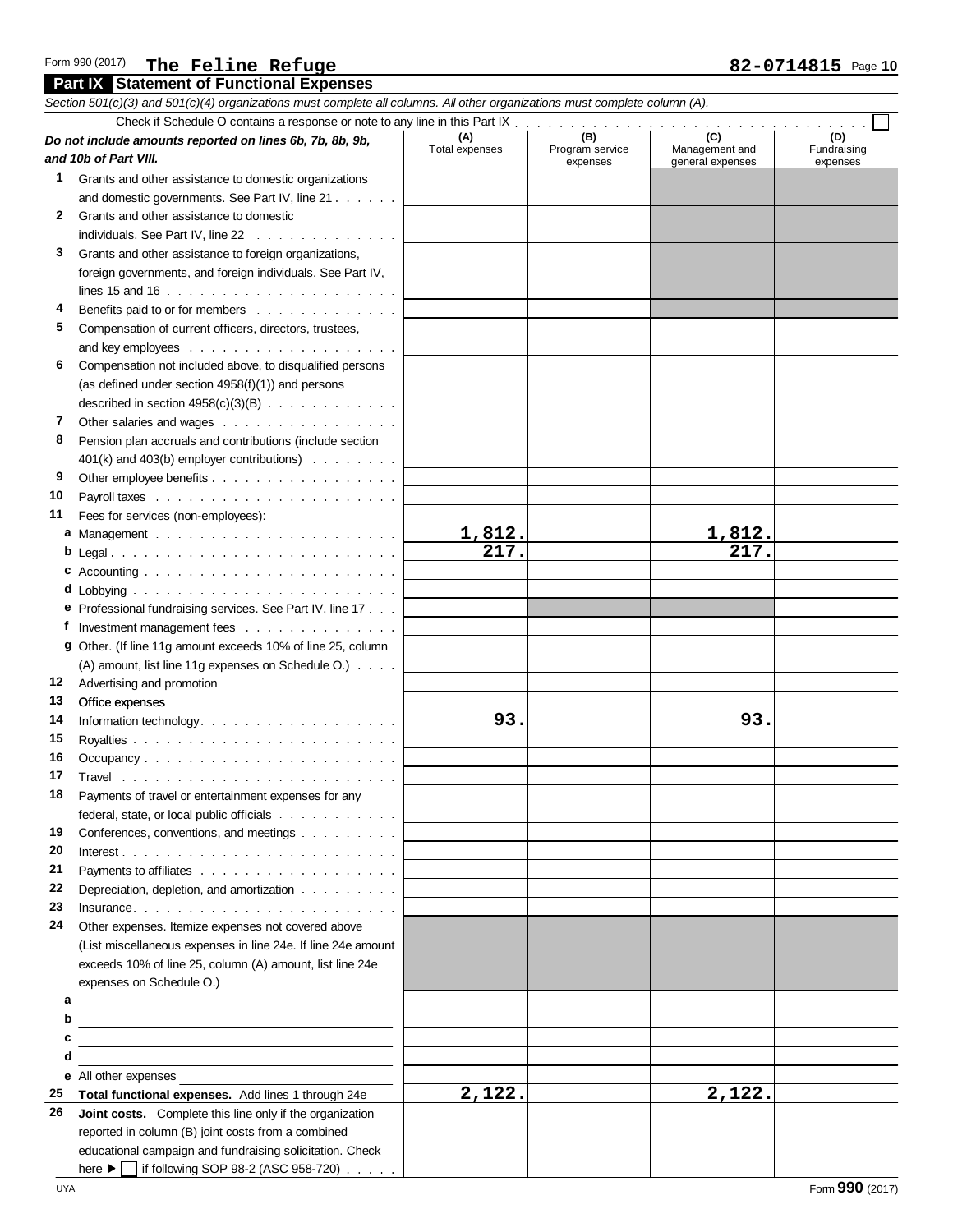Form 990 (2017) **The Feline Refuge** **82-0714815** Page **10**

## Part IX Statement of Functional Expenses

*Section 501(c)(3) and 501(c)(4) organizations must complete all columns. All other organizations must complete column (A).*

Check if Schedule O contains a response or note to any line in this Part IX . . . . . . . . . . . . . . . . . . . . . . . . . . . . . . ☐

| *Do not include amounts reported on lines 6b, 7b, 8b, 9b, and 10b of Part VIII.* | (A) Total expenses | (B) Program service expenses | (C) Management and general expenses | (D) Fundraising expenses |
|---|---|---|---|---|
| **1** Grants and other assistance to domestic organizations and domestic governments. See Part IV, line 21 | | | | |
| **2** Grants and other assistance to domestic individuals. See Part IV, line 22 | | | | |
| **3** Grants and other assistance to foreign organizations, foreign governments, and foreign individuals. See Part IV, lines 15 and 16 | | | | |
| **4** Benefits paid to or for members | | | | |
| **5** Compensation of current officers, directors, trustees, and key employees | | | | |
| **6** Compensation not included above, to disqualified persons (as defined under section 4958(f)(1)) and persons described in section 4958(c)(3)(B) | | | | |
| **7** Other salaries and wages | | | | |
| **8** Pension plan accruals and contributions (include section 401(k) and 403(b) employer contributions) | | | | |
| **9** Other employee benefits | | | | |
| **10** Payroll taxes | | | | |
| **11** Fees for services (non-employees): | | | | |
| **a** Management | 1,812. | | 1,812. | |
| **b** Legal | 217. | | 217. | |
| **c** Accounting | | | | |
| **d** Lobbying | | | | |
| **e** Professional fundraising services. See Part IV, line 17 | | | | |
| **f** Investment management fees | | | | |
| **g** Other. (If line 11g amount exceeds 10% of line 25, column (A) amount, list line 11g expenses on Schedule O.) | | | | |
| **12** Advertising and promotion | | | | |
| **13** Office expenses | | | | |
| **14** Information technology | 93. | | 93. | |
| **15** Royalties | | | | |
| **16** Occupancy | | | | |
| **17** Travel | | | | |
| **18** Payments of travel or entertainment expenses for any federal, state, or local public officials | | | | |
| **19** Conferences, conventions, and meetings | | | | |
| **20** Interest | | | | |
| **21** Payments to affiliates | | | | |
| **22** Depreciation, depletion, and amortization | | | | |
| **23** Insurance | | | | |
| **24** Other expenses. Itemize expenses not covered above (List miscellaneous expenses in line 24e. If line 24e amount exceeds 10% of line 25, column (A) amount, list line 24e expenses on Schedule O.) | | | | |
| **a** | | | | |
| **b** | | | | |
| **c** | | | | |
| **d** | | | | |
| **e** All other expenses | | | | |
| **25 Total functional expenses.** Add lines 1 through 24e | 2,122. | | 2,122. | |
| **26 Joint costs.** Complete this line only if the organization reported in column (B) joint costs from a combined educational campaign and fundraising solicitation. Check here ▶ ☐ if following SOP 98-2 (ASC 958-720) | | | | |

UYA Form **990** (2017)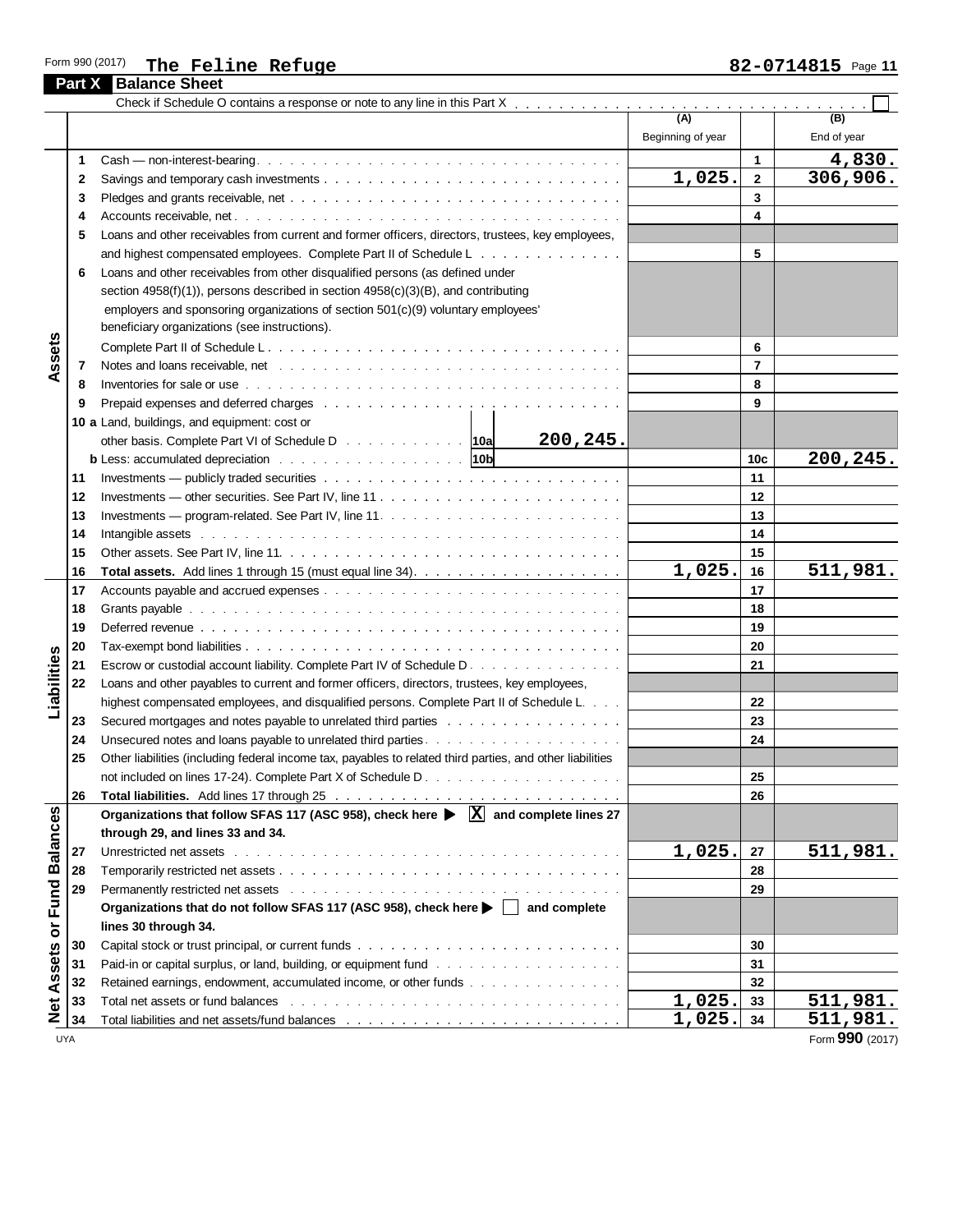Form 990 (2017) **The Feline Refuge** **82-0714815**

## Part X Balance Sheet

Check if Schedule O contains a response or note to any line in this Part X . . . . . ☐

| Section | Line | Description | (A) Beginning of year | | (B) End of year |
|---|---|---|---|---|---|
| Assets | 1 | Cash — non-interest-bearing | | 1 | 4,830. |
| | 2 | Savings and temporary cash investments | 1,025. | 2 | 306,906. |
| | 3 | Pledges and grants receivable, net | | 3 | |
| | 4 | Accounts receivable, net | | 4 | |
| | 5 | Loans and other receivables from current and former officers, directors, trustees, key employees, and highest compensated employees. Complete Part II of Schedule L | | 5 | |
| | 6 | Loans and other receivables from other disqualified persons (as defined under section 4958(f)(1)), persons described in section 4958(c)(3)(B), and contributing employers and sponsoring organizations of section 501(c)(9) voluntary employees' beneficiary organizations (see instructions). Complete Part II of Schedule L | | 6 | |
| | 7 | Notes and loans receivable, net | | 7 | |
| | 8 | Inventories for sale or use | | 8 | |
| | 9 | Prepaid expenses and deferred charges | | 9 | |
| | 10a | Land, buildings, and equipment: cost or other basis. Complete Part VI of Schedule D . . . 10a 200,245. | | | |
| | b | Less: accumulated depreciation . . . 10b | | 10c | 200,245. |
| | 11 | Investments — publicly traded securities | | 11 | |
| | 12 | Investments — other securities. See Part IV, line 11 | | 12 | |
| | 13 | Investments — program-related. See Part IV, line 11 | | 13 | |
| | 14 | Intangible assets | | 14 | |
| | 15 | Other assets. See Part IV, line 11 | | 15 | |
| | 16 | **Total assets.** Add lines 1 through 15 (must equal line 34) | 1,025. | 16 | 511,981. |
| Liabilities | 17 | Accounts payable and accrued expenses | | 17 | |
| | 18 | Grants payable | | 18 | |
| | 19 | Deferred revenue | | 19 | |
| | 20 | Tax-exempt bond liabilities | | 20 | |
| | 21 | Escrow or custodial account liability. Complete Part IV of Schedule D | | 21 | |
| | 22 | Loans and other payables to current and former officers, directors, trustees, key employees, highest compensated employees, and disqualified persons. Complete Part II of Schedule L | | 22 | |
| | 23 | Secured mortgages and notes payable to unrelated third parties | | 23 | |
| | 24 | Unsecured notes and loans payable to unrelated third parties | | 24 | |
| | 25 | Other liabilities (including federal income tax, payables to related third parties, and other liabilities not included on lines 17-24). Complete Part X of Schedule D | | 25 | |
| | 26 | **Total liabilities.** Add lines 17 through 25 | | 26 | |
| Net Assets or Fund Balances | | **Organizations that follow SFAS 117 (ASC 958), check here ▶ [X] and complete lines 27 through 29, and lines 33 and 34.** | | | |
| | 27 | Unrestricted net assets | 1,025. | 27 | 511,981. |
| | 28 | Temporarily restricted net assets | | 28 | |
| | 29 | Permanently restricted net assets | | 29 | |
| | | **Organizations that do not follow SFAS 117 (ASC 958), check here ▶ ☐ and complete lines 30 through 34.** | | | |
| | 30 | Capital stock or trust principal, or current funds | | 30 | |
| | 31 | Paid-in or capital surplus, or land, building, or equipment fund | | 31 | |
| | 32 | Retained earnings, endowment, accumulated income, or other funds | | 32 | |
| | 33 | Total net assets or fund balances | 1,025. | 33 | 511,981. |
| | 34 | Total liabilities and net assets/fund balances | 1,025. | 34 | 511,981. |

UYA Form **990** (2017)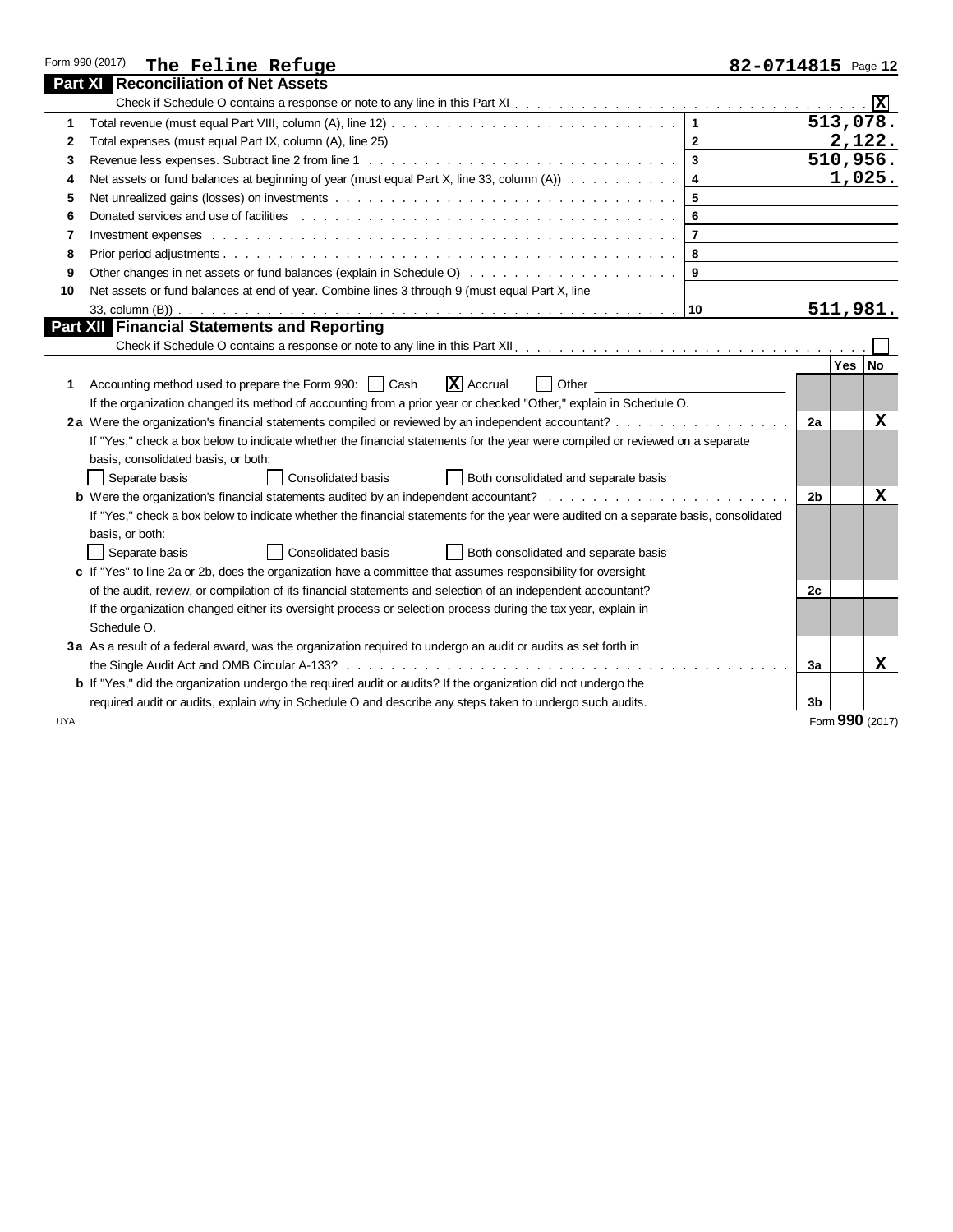Form 990 (2017) **The Feline Refuge** **82-0714815** Page 12

## Part XI Reconciliation of Net Assets

Check if Schedule O contains a response or note to any line in this Part XI . . . . . . . . . . . . . . . . . . . . . . . . . . . . . . . [X]

| | | | |
|---|---|---|---|
| 1 | Total revenue (must equal Part VIII, column (A), line 12) | 1 | 513,078. |
| 2 | Total expenses (must equal Part IX, column (A), line 25) | 2 | 2,122. |
| 3 | Revenue less expenses. Subtract line 2 from line 1 | 3 | 510,956. |
| 4 | Net assets or fund balances at beginning of year (must equal Part X, line 33, column (A)) | 4 | 1,025. |
| 5 | Net unrealized gains (losses) on investments | 5 | |
| 6 | Donated services and use of facilities | 6 | |
| 7 | Investment expenses | 7 | |
| 8 | Prior period adjustments | 8 | |
| 9 | Other changes in net assets or fund balances (explain in Schedule O) | 9 | |
| 10 | Net assets or fund balances at end of year. Combine lines 3 through 9 (must equal Part X, line 33, column (B)) | 10 | 511,981. |

## Part XII Financial Statements and Reporting

Check if Schedule O contains a response or note to any line in this Part XII . . . . . . . . . . . . . . . . . . . . . . . . . . . . . . . [ ]

| | | | Yes | No |
|---|---|---|---|---|
| 1 | Accounting method used to prepare the Form 990: [ ] Cash [X] Accrual [ ] Other ________<br>If the organization changed its method of accounting from a prior year or checked "Other," explain in Schedule O. | | | |
| 2a | Were the organization's financial statements compiled or reviewed by an independent accountant?<br>If "Yes," check a box below to indicate whether the financial statements for the year were compiled or reviewed on a separate basis, consolidated basis, or both:<br>[ ] Separate basis [ ] Consolidated basis [ ] Both consolidated and separate basis | 2a | | X |
| b | Were the organization's financial statements audited by an independent accountant?<br>If "Yes," check a box below to indicate whether the financial statements for the year were audited on a separate basis, consolidated basis, or both:<br>[ ] Separate basis [ ] Consolidated basis [ ] Both consolidated and separate basis | 2b | | X |
| c | If "Yes" to line 2a or 2b, does the organization have a committee that assumes responsibility for oversight of the audit, review, or compilation of its financial statements and selection of an independent accountant?<br>If the organization changed either its oversight process or selection process during the tax year, explain in Schedule O. | 2c | | |
| 3a | As a result of a federal award, was the organization required to undergo an audit or audits as set forth in the Single Audit Act and OMB Circular A-133? | 3a | | X |
| b | If "Yes," did the organization undergo the required audit or audits? If the organization did not undergo the required audit or audits, explain why in Schedule O and describe any steps taken to undergo such audits. | 3b | | |

UYA Form **990** (2017)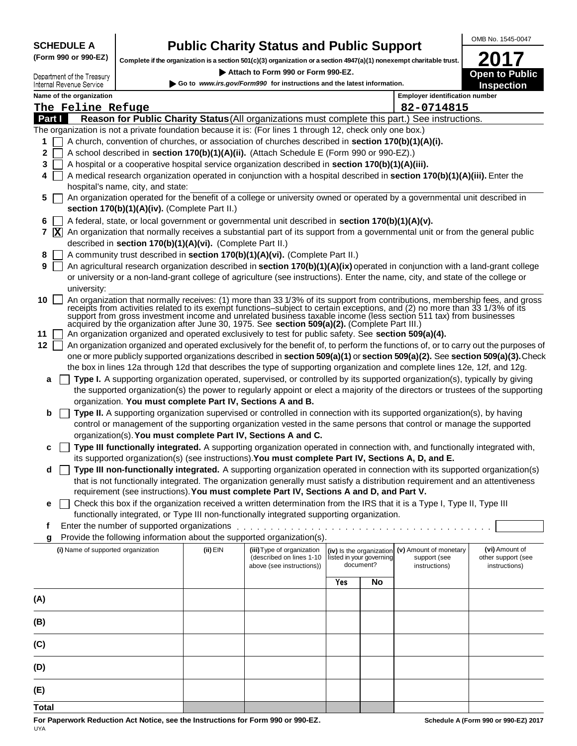**SCHEDULE A**
**(Form 990 or 990-EZ)**

Department of the Treasury
Internal Revenue Service

# Public Charity Status and Public Support

**Complete if the organization is a section 501(c)(3) organization or a section 4947(a)(1) nonexempt charitable trust.**

▶ **Attach to Form 990 or Form 990-EZ.**

▶ **Go to** ***www.irs.gov/Form990*** **for instructions and the latest information.**

OMB No. 1545-0047

**2017**

**Open to Public Inspection**

**Name of the organization**: The Feline Refuge

**Employer identification number**: 82-0714815

## Part I Reason for Public Charity Status (All organizations must complete this part.) See instructions.

The organization is not a private foundation because it is: (For lines 1 through 12, check only one box.)

1 ☐ A church, convention of churches, or association of churches described in **section 170(b)(1)(A)(i).**

2 ☐ A school described in **section 170(b)(1)(A)(ii).** (Attach Schedule E (Form 990 or 990-EZ).)

3 ☐ A hospital or a cooperative hospital service organization described in **section 170(b)(1)(A)(iii).**

4 ☐ A medical research organization operated in conjunction with a hospital described in **section 170(b)(1)(A)(iii).** Enter the hospital's name, city, and state:

5 ☐ An organization operated for the benefit of a college or university owned or operated by a governmental unit described in **section 170(b)(1)(A)(iv).** (Complete Part II.)

6 ☐ A federal, state, or local government or governmental unit described in **section 170(b)(1)(A)(v).**

7 ☒ An organization that normally receives a substantial part of its support from a governmental unit or from the general public described in **section 170(b)(1)(A)(vi).** (Complete Part II.)

8 ☐ A community trust described in **section 170(b)(1)(A)(vi).** (Complete Part II.)

9 ☐ An agricultural research organization described in **section 170(b)(1)(A)(ix)** operated in conjunction with a land-grant college or university or a non-land-grant college of agriculture (see instructions). Enter the name, city, and state of the college or university:

10 ☐ An organization that normally receives: (1) more than 33 1/3% of its support from contributions, membership fees, and gross receipts from activities related to its exempt functions–subject to certain exceptions, and (2) no more than 33 1/3% of its support from gross investment income and unrelated business taxable income (less section 511 tax) from businesses acquired by the organization after June 30, 1975. See **section 509(a)(2).** (Complete Part III.)

11 ☐ An organization organized and operated exclusively to test for public safety. See **section 509(a)(4).**

12 ☐ An organization organized and operated exclusively for the benefit of, to perform the functions of, or to carry out the purposes of one or more publicly supported organizations described in **section 509(a)(1)** or **section 509(a)(2).** See **section 509(a)(3).** Check the box in lines 12a through 12d that describes the type of supporting organization and complete lines 12e, 12f, and 12g.

a ☐ **Type I.** A supporting organization operated, supervised, or controlled by its supported organization(s), typically by giving the supported organization(s) the power to regularly appoint or elect a majority of the directors or trustees of the supporting organization. **You must complete Part IV, Sections A and B.**

b ☐ **Type II.** A supporting organization supervised or controlled in connection with its supported organization(s), by having control or management of the supporting organization vested in the same persons that control or manage the supported organization(s). **You must complete Part IV, Sections A and C.**

c ☐ **Type III functionally integrated.** A supporting organization operated in connection with, and functionally integrated with, its supported organization(s) (see instructions). **You must complete Part IV, Sections A, D, and E.**

d ☐ **Type III non-functionally integrated.** A supporting organization operated in connection with its supported organization(s) that is not functionally integrated. The organization generally must satisfy a distribution requirement and an attentiveness requirement (see instructions). **You must complete Part IV, Sections A and D, and Part V.**

e ☐ Check this box if the organization received a written determination from the IRS that it is a Type I, Type II, Type III functionally integrated, or Type III non-functionally integrated supporting organization.

f Enter the number of supported organizations . . . . . . . . . . . . . . . . . . . . . . . . . . . . . . . . . . . . . . . .

g Provide the following information about the supported organization(s).

| (i) Name of supported organization | (ii) EIN | (iii) Type of organization (described on lines 1-10 above (see instructions)) | (iv) Is the organization listed in your governing document? | | (v) Amount of monetary support (see instructions) | (vi) Amount of other support (see instructions) |
|---|---|---|---|---|---|---|
| | | | Yes | No | | |
| (A) | | | | | | |
| (B) | | | | | | |
| (C) | | | | | | |
| (D) | | | | | | |
| (E) | | | | | | |
| Total | | | | | | |

**For Paperwork Reduction Act Notice, see the Instructions for Form 990 or 990-EZ.**

**Schedule A (Form 990 or 990-EZ) 2017**

UYA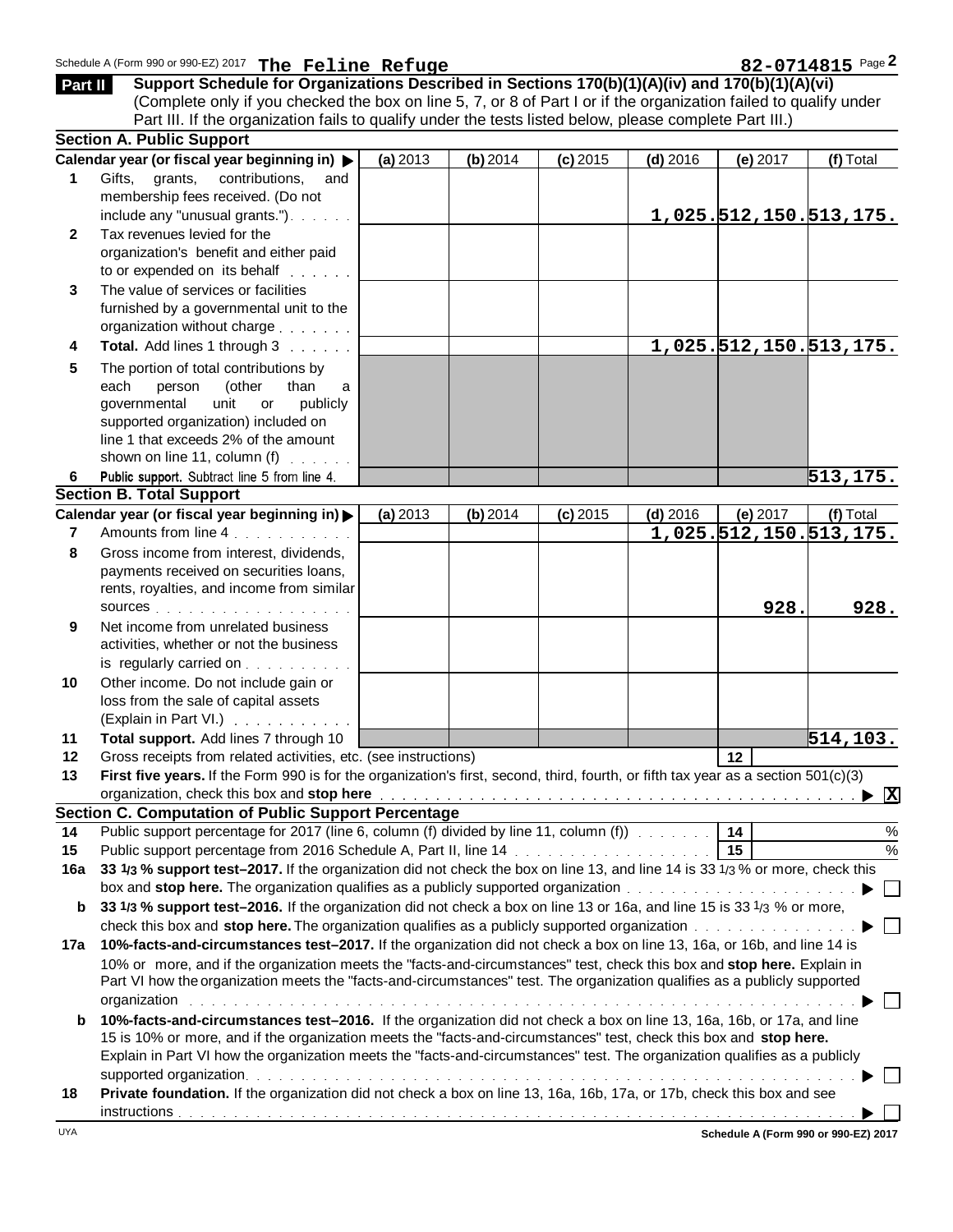Schedule A (Form 990 or 990-EZ) 2017 **The Feline Refuge** **82-0714815** Page **2**

**Part II** **Support Schedule for Organizations Described in Sections 170(b)(1)(A)(iv) and 170(b)(1)(A)(vi)**
(Complete only if you checked the box on line 5, 7, or 8 of Part I or if the organization failed to qualify under Part III. If the organization fails to qualify under the tests listed below, please complete Part III.)

### Section A. Public Support

| | Calendar year (or fiscal year beginning in) ▶ | (a) 2013 | (b) 2014 | (c) 2015 | (d) 2016 | (e) 2017 | (f) Total |
|---|---|---|---|---|---|---|---|
| 1 | Gifts, grants, contributions, and membership fees received. (Do not include any "unusual grants.") | | | | 1,025. | 512,150. | 513,175. |
| 2 | Tax revenues levied for the organization's benefit and either paid to or expended on its behalf | | | | | | |
| 3 | The value of services or facilities furnished by a governmental unit to the organization without charge | | | | | | |
| 4 | **Total.** Add lines 1 through 3 | | | | 1,025. | 512,150. | 513,175. |
| 5 | The portion of total contributions by each person (other than a governmental unit or publicly supported organization) included on line 1 that exceeds 2% of the amount shown on line 11, column (f) | | | | | | |
| 6 | **Public support.** Subtract line 5 from line 4. | | | | | | 513,175. |

### Section B. Total Support

| | Calendar year (or fiscal year beginning in) ▶ | (a) 2013 | (b) 2014 | (c) 2015 | (d) 2016 | (e) 2017 | (f) Total |
|---|---|---|---|---|---|---|---|
| 7 | Amounts from line 4 | | | | 1,025. | 512,150. | 513,175. |
| 8 | Gross income from interest, dividends, payments received on securities loans, rents, royalties, and income from similar sources | | | | | 928. | 928. |
| 9 | Net income from unrelated business activities, whether or not the business is regularly carried on | | | | | | |
| 10 | Other income. Do not include gain or loss from the sale of capital assets (Explain in Part VI.) | | | | | | |
| 11 | **Total support.** Add lines 7 through 10 | | | | | | 514,103. |

12 Gross receipts from related activities, etc. (see instructions) | 12 |

13 **First five years.** If the Form 990 is for the organization's first, second, third, fourth, or fifth tax year as a section 501(c)(3) organization, check this box and **stop here** ▶ [X]

### Section C. Computation of Public Support Percentage

14 Public support percentage for 2017 (line 6, column (f) divided by line 11, column (f)) | 14 | %

15 Public support percentage from 2016 Schedule A, Part II, line 14 | 15 | %

**16a 33 1/3 % support test–2017.** If the organization did not check the box on line 13, and line 14 is 33 1/3 % or more, check this box and **stop here.** The organization qualifies as a publicly supported organization ▶ [ ]

**b 33 1/3 % support test–2016.** If the organization did not check a box on line 13 or 16a, and line 15 is 33 1/3 % or more, check this box and **stop here.** The organization qualifies as a publicly supported organization ▶ [ ]

**17a 10%-facts-and-circumstances test–2017.** If the organization did not check a box on line 13, 16a, or 16b, and line 14 is 10% or more, and if the organization meets the "facts-and-circumstances" test, check this box and **stop here.** Explain in Part VI how the organization meets the "facts-and-circumstances" test. The organization qualifies as a publicly supported organization ▶ [ ]

**b 10%-facts-and-circumstances test–2016.** If the organization did not check a box on line 13, 16a, 16b, or 17a, and line 15 is 10% or more, and if the organization meets the "facts-and-circumstances" test, check this box and **stop here.** Explain in Part VI how the organization meets the "facts-and-circumstances" test. The organization qualifies as a publicly supported organization ▶ [ ]

**18 Private foundation.** If the organization did not check a box on line 13, 16a, 16b, 17a, or 17b, check this box and see instructions ▶ [ ]

**Schedule A (Form 990 or 990-EZ) 2017**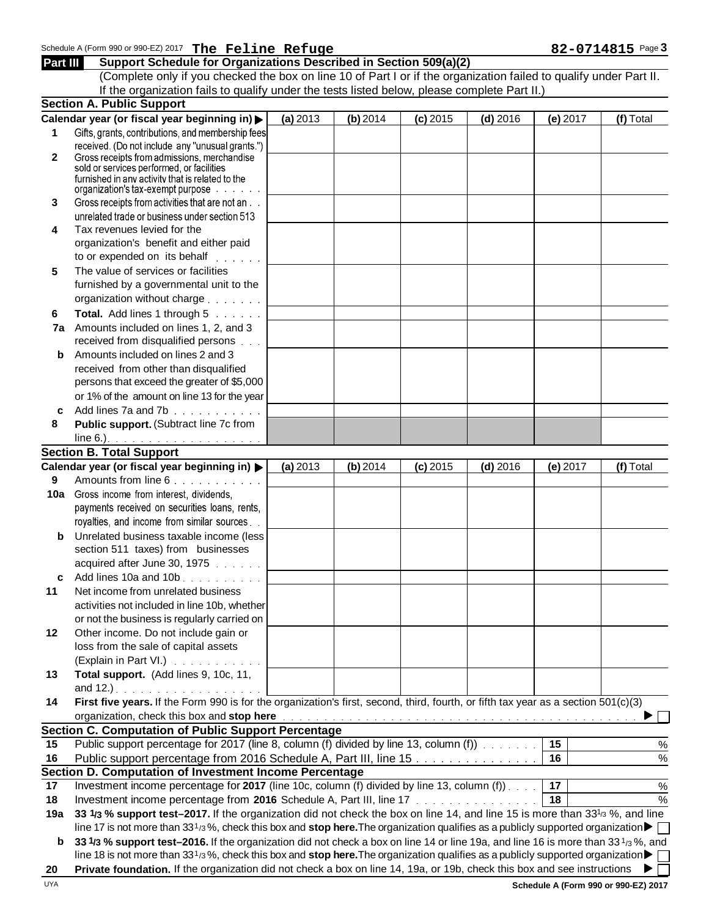Schedule A (Form 990 or 990-EZ) 2017 **The Feline Refuge** **82-0714815** Page **3**

## Part III Support Schedule for Organizations Described in Section 509(a)(2)

(Complete only if you checked the box on line 10 of Part I or if the organization failed to qualify under Part II. If the organization fails to qualify under the tests listed below, please complete Part II.)

### Section A. Public Support

| | Calendar year (or fiscal year beginning in) ▶ | (a) 2013 | (b) 2014 | (c) 2015 | (d) 2016 | (e) 2017 | (f) Total |
|---|---|---|---|---|---|---|---|
| 1 | Gifts, grants, contributions, and membership fees received. (Do not include any "unusual grants.") | | | | | | |
| 2 | Gross receipts from admissions, merchandise sold or services performed, or facilities furnished in any activity that is related to the organization's tax-exempt purpose | | | | | | |
| 3 | Gross receipts from activities that are not an unrelated trade or business under section 513 | | | | | | |
| 4 | Tax revenues levied for the organization's benefit and either paid to or expended on its behalf | | | | | | |
| 5 | The value of services or facilities furnished by a governmental unit to the organization without charge | | | | | | |
| 6 | **Total.** Add lines 1 through 5 | | | | | | |
| 7a | Amounts included on lines 1, 2, and 3 received from disqualified persons | | | | | | |
| b | Amounts included on lines 2 and 3 received from other than disqualified persons that exceed the greater of $5,000 or 1% of the amount on line 13 for the year | | | | | | |
| c | Add lines 7a and 7b | | | | | | |
| 8 | **Public support.** (Subtract line 7c from line 6.) | | | | | | |

### Section B. Total Support

| | Calendar year (or fiscal year beginning in) ▶ | (a) 2013 | (b) 2014 | (c) 2015 | (d) 2016 | (e) 2017 | (f) Total |
|---|---|---|---|---|---|---|---|
| 9 | Amounts from line 6 | | | | | | |
| 10a | Gross income from interest, dividends, payments received on securities loans, rents, royalties, and income from similar sources | | | | | | |
| b | Unrelated business taxable income (less section 511 taxes) from businesses acquired after June 30, 1975 | | | | | | |
| c | Add lines 10a and 10b | | | | | | |
| 11 | Net income from unrelated business activities not included in line 10b, whether or not the business is regularly carried on | | | | | | |
| 12 | Other income. Do not include gain or loss from the sale of capital assets (Explain in Part VI.) | | | | | | |
| 13 | **Total support.** (Add lines 9, 10c, 11, and 12.) | | | | | | |

**14** **First five years.** If the Form 990 is for the organization's first, second, third, fourth, or fifth tax year as a section 501(c)(3) organization, check this box and **stop here** ▶ ☐

### Section C. Computation of Public Support Percentage

| | | | |
|---|---|---|---|
| 15 | Public support percentage for 2017 (line 8, column (f) divided by line 13, column (f)) | 15 | % |
| 16 | Public support percentage from 2016 Schedule A, Part III, line 15 | 16 | % |

### Section D. Computation of Investment Income Percentage

| | | | |
|---|---|---|---|
| 17 | Investment income percentage for **2017** (line 10c, column (f) divided by line 13, column (f)) | 17 | % |
| 18 | Investment income percentage from **2016** Schedule A, Part III, line 17 | 18 | % |

**19a** **33 1/3 % support test–2017.** If the organization did not check the box on line 14, and line 15 is more than 33 1/3 %, and line 17 is not more than 33 1/3 %, check this box and **stop here.** The organization qualifies as a publicly supported organization ▶ ☐

**b** **33 1/3 % support test–2016.** If the organization did not check a box on line 14 or line 19a, and line 16 is more than 33 1/3 %, and line 18 is not more than 33 1/3 %, check this box and **stop here.** The organization qualifies as a publicly supported organization ▶ ☐

**20** **Private foundation.** If the organization did not check a box on line 14, 19a, or 19b, check this box and see instructions ▶ ☐

UYA **Schedule A (Form 990 or 990-EZ) 2017**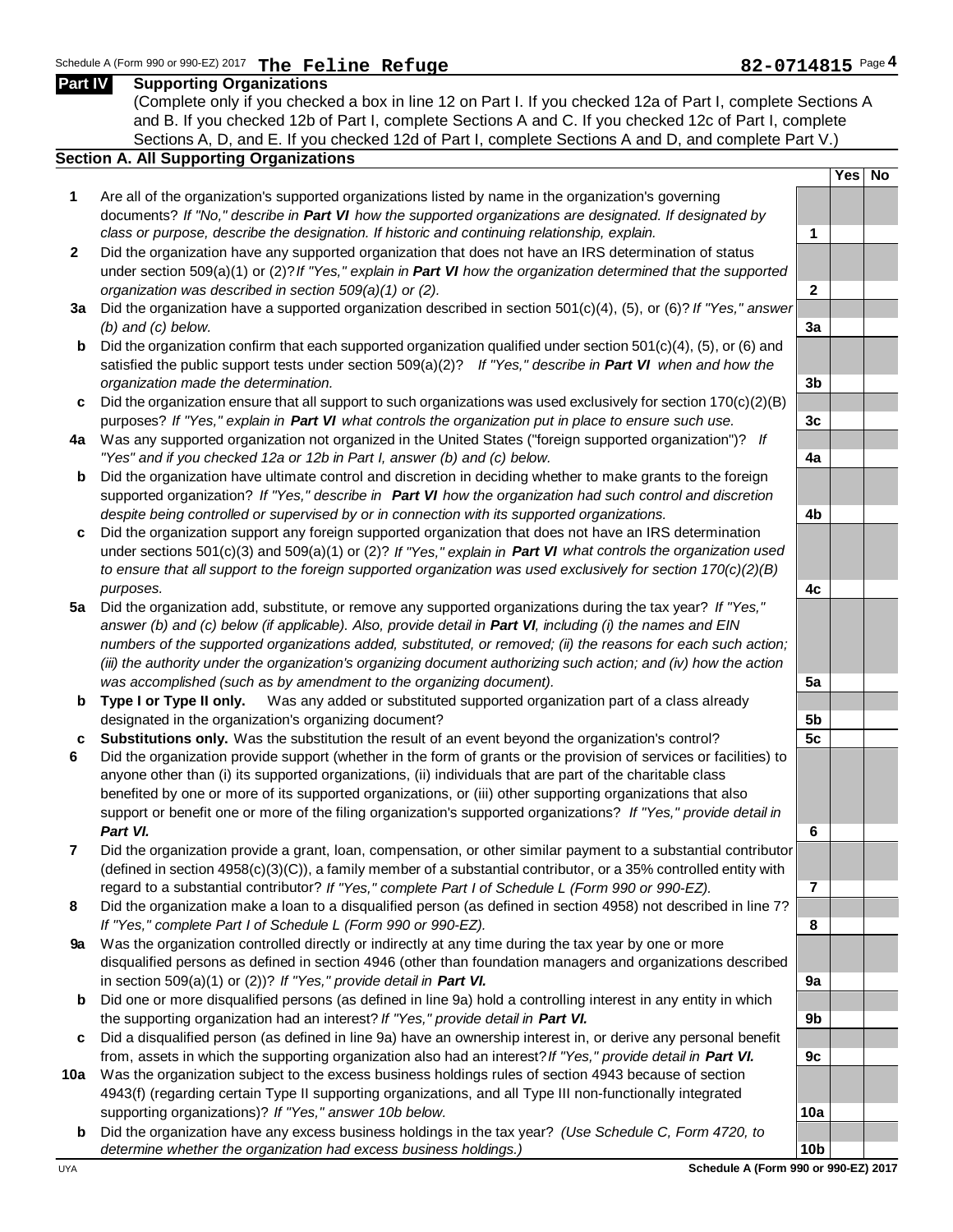Schedule A (Form 990 or 990-EZ) 2017 **The Feline Refuge** **82-0714815**

## Part IV Supporting Organizations

(Complete only if you checked a box in line 12 on Part I. If you checked 12a of Part I, complete Sections A and B. If you checked 12b of Part I, complete Sections A and C. If you checked 12c of Part I, complete Sections A, D, and E. If you checked 12d of Part I, complete Sections A and D, and complete Part V.)

### Section A. All Supporting Organizations

| | | | Yes | No |
|---|---|---|---|---|
| **1** | Are all of the organization's supported organizations listed by name in the organization's governing documents? *If "No," describe in* ***Part VI*** *how the supported organizations are designated. If designated by class or purpose, describe the designation. If historic and continuing relationship, explain.* | 1 | | |
| **2** | Did the organization have any supported organization that does not have an IRS determination of status under section 509(a)(1) or (2)? *If "Yes," explain in* ***Part VI*** *how the organization determined that the supported organization was described in section 509(a)(1) or (2).* | 2 | | |
| **3a** | Did the organization have a supported organization described in section 501(c)(4), (5), or (6)? *If "Yes," answer (b) and (c) below.* | 3a | | |
| **b** | Did the organization confirm that each supported organization qualified under section 501(c)(4), (5), or (6) and satisfied the public support tests under section 509(a)(2)? *If "Yes," describe in* ***Part VI*** *when and how the organization made the determination.* | 3b | | |
| **c** | Did the organization ensure that all support to such organizations was used exclusively for section 170(c)(2)(B) purposes? *If "Yes," explain in* ***Part VI*** *what controls the organization put in place to ensure such use.* | 3c | | |
| **4a** | Was any supported organization not organized in the United States ("foreign supported organization")? *If "Yes" and if you checked 12a or 12b in Part I, answer (b) and (c) below.* | 4a | | |
| **b** | Did the organization have ultimate control and discretion in deciding whether to make grants to the foreign supported organization? *If "Yes," describe in* ***Part VI*** *how the organization had such control and discretion despite being controlled or supervised by or in connection with its supported organizations.* | 4b | | |
| **c** | Did the organization support any foreign supported organization that does not have an IRS determination under sections 501(c)(3) and 509(a)(1) or (2)? *If "Yes," explain in* ***Part VI*** *what controls the organization used to ensure that all support to the foreign supported organization was used exclusively for section 170(c)(2)(B) purposes.* | 4c | | |
| **5a** | Did the organization add, substitute, or remove any supported organizations during the tax year? *If "Yes," answer (b) and (c) below (if applicable). Also, provide detail in* ***Part VI****, including (i) the names and EIN numbers of the supported organizations added, substituted, or removed; (ii) the reasons for each such action; (iii) the authority under the organization's organizing document authorizing such action; and (iv) how the action was accomplished (such as by amendment to the organizing document).* | 5a | | |
| **b** | **Type I or Type II only.** Was any added or substituted supported organization part of a class already designated in the organization's organizing document? | 5b | | |
| **c** | **Substitutions only.** Was the substitution the result of an event beyond the organization's control? | 5c | | |
| **6** | Did the organization provide support (whether in the form of grants or the provision of services or facilities) to anyone other than (i) its supported organizations, (ii) individuals that are part of the charitable class benefited by one or more of its supported organizations, or (iii) other supporting organizations that also support or benefit one or more of the filing organization's supported organizations? *If "Yes," provide detail in* ***Part VI.*** | 6 | | |
| **7** | Did the organization provide a grant, loan, compensation, or other similar payment to a substantial contributor (defined in section 4958(c)(3)(C)), a family member of a substantial contributor, or a 35% controlled entity with regard to a substantial contributor? *If "Yes," complete Part I of Schedule L (Form 990 or 990-EZ).* | 7 | | |
| **8** | Did the organization make a loan to a disqualified person (as defined in section 4958) not described in line 7? *If "Yes," complete Part I of Schedule L (Form 990 or 990-EZ).* | 8 | | |
| **9a** | Was the organization controlled directly or indirectly at any time during the tax year by one or more disqualified persons as defined in section 4946 (other than foundation managers and organizations described in section 509(a)(1) or (2))? *If "Yes," provide detail in* ***Part VI.*** | 9a | | |
| **b** | Did one or more disqualified persons (as defined in line 9a) hold a controlling interest in any entity in which the supporting organization had an interest? *If "Yes," provide detail in* ***Part VI.*** | 9b | | |
| **c** | Did a disqualified person (as defined in line 9a) have an ownership interest in, or derive any personal benefit from, assets in which the supporting organization also had an interest? *If "Yes," provide detail in* ***Part VI.*** | 9c | | |
| **10a** | Was the organization subject to the excess business holdings rules of section 4943 because of section 4943(f) (regarding certain Type II supporting organizations, and all Type III non-functionally integrated supporting organizations)? *If "Yes," answer 10b below.* | 10a | | |
| **b** | Did the organization have any excess business holdings in the tax year? *(Use Schedule C, Form 4720, to determine whether the organization had excess business holdings.)* | 10b | | |

UYA **Schedule A (Form 990 or 990-EZ) 2017**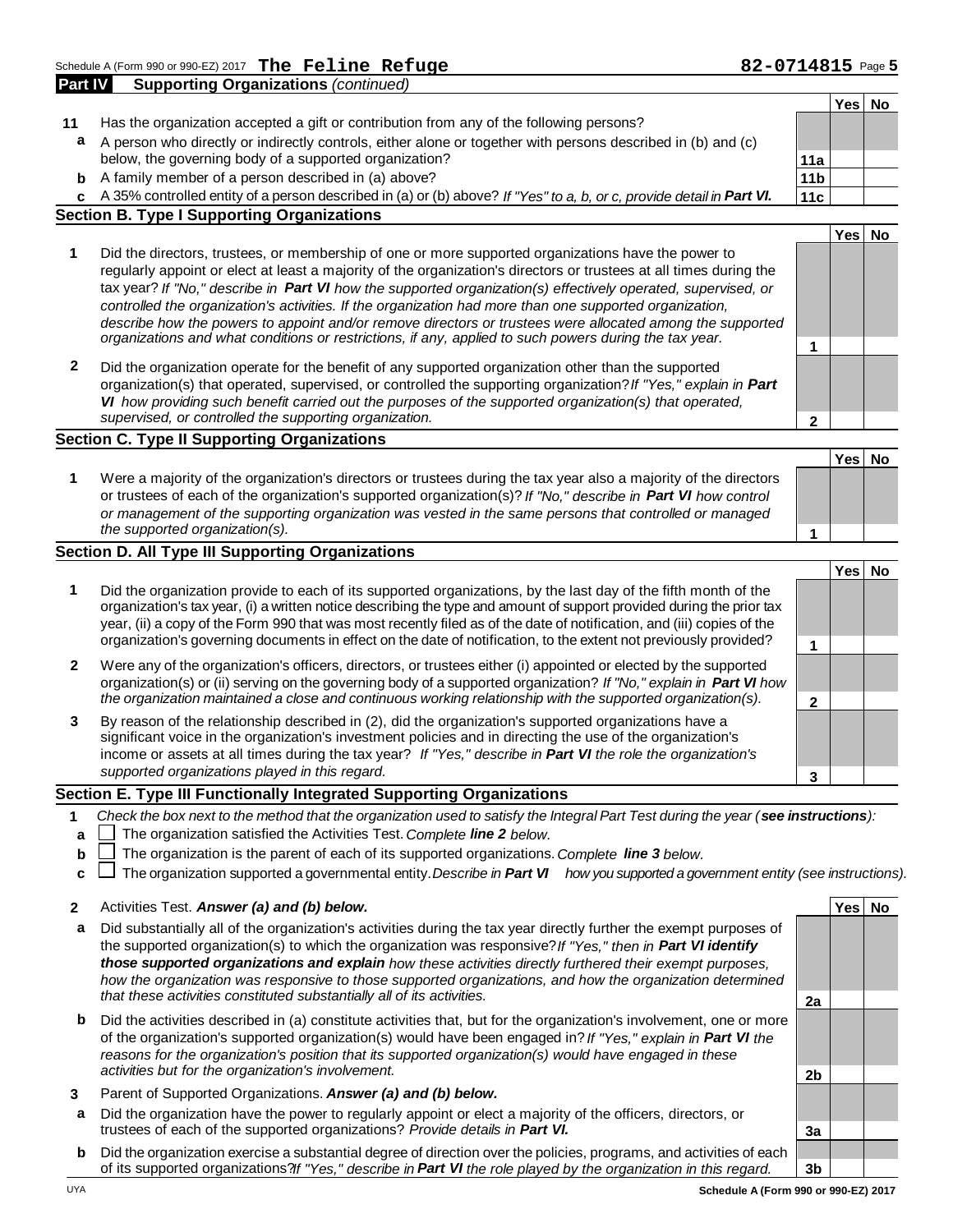Schedule A (Form 990 or 990-EZ) 2017 **The Feline Refuge** **82-0714815** Page **5**

**Part IV** **Supporting Organizations** *(continued)*

| | | | Yes | No |
|---|---|---|---|---|
| **11** | Has the organization accepted a gift or contribution from any of the following persons? | | | |
| **a** | A person who directly or indirectly controls, either alone or together with persons described in (b) and (c) below, the governing body of a supported organization? | **11a** | | |
| **b** | A family member of a person described in (a) above? | **11b** | | |
| **c** | A 35% controlled entity of a person described in (a) or (b) above? *If "Yes" to a, b, or c, provide detail in* ***Part VI.*** | **11c** | | |

**Section B. Type I Supporting Organizations**

| | | | Yes | No |
|---|---|---|---|---|
| **1** | Did the directors, trustees, or membership of one or more supported organizations have the power to regularly appoint or elect at least a majority of the organization's directors or trustees at all times during the tax year? *If "No," describe in* ***Part VI*** *how the supported organization(s) effectively operated, supervised, or controlled the organization's activities. If the organization had more than one supported organization, describe how the powers to appoint and/or remove directors or trustees were allocated among the supported organizations and what conditions or restrictions, if any, applied to such powers during the tax year.* | **1** | | |
| **2** | Did the organization operate for the benefit of any supported organization other than the supported organization(s) that operated, supervised, or controlled the supporting organization? *If "Yes," explain in* ***Part VI*** *how providing such benefit carried out the purposes of the supported organization(s) that operated, supervised, or controlled the supporting organization.* | **2** | | |

**Section C. Type II Supporting Organizations**

| | | | Yes | No |
|---|---|---|---|---|
| **1** | Were a majority of the organization's directors or trustees during the tax year also a majority of the directors or trustees of each of the organization's supported organization(s)? *If "No," describe in* ***Part VI*** *how control or management of the supporting organization was vested in the same persons that controlled or managed the supported organization(s).* | **1** | | |

**Section D. All Type III Supporting Organizations**

| | | | Yes | No |
|---|---|---|---|---|
| **1** | Did the organization provide to each of its supported organizations, by the last day of the fifth month of the organization's tax year, (i) a written notice describing the type and amount of support provided during the prior tax year, (ii) a copy of the Form 990 that was most recently filed as of the date of notification, and (iii) copies of the organization's governing documents in effect on the date of notification, to the extent not previously provided? | **1** | | |
| **2** | Were any of the organization's officers, directors, or trustees either (i) appointed or elected by the supported organization(s) or (ii) serving on the governing body of a supported organization? *If "No," explain in* ***Part VI*** *how the organization maintained a close and continuous working relationship with the supported organization(s).* | **2** | | |
| **3** | By reason of the relationship described in (2), did the organization's supported organizations have a significant voice in the organization's investment policies and in directing the use of the organization's income or assets at all times during the tax year? *If "Yes," describe in* ***Part VI*** *the role the organization's supported organizations played in this regard.* | **3** | | |

**Section E. Type III Functionally Integrated Supporting Organizations**

**1** *Check the box next to the method that the organization used to satisfy the Integral Part Test during the year (**see instructions**):*

- **a** ☐ The organization satisfied the Activities Test. *Complete* ***line 2*** *below.*
- **b** ☐ The organization is the parent of each of its supported organizations. *Complete* ***line 3*** *below.*
- **c** ☐ The organization supported a governmental entity. *Describe in* ***Part VI*** *how you supported a government entity (see instructions).*

| | | | Yes | No |
|---|---|---|---|---|
| **2** | Activities Test. ***Answer (a) and (b) below.*** | | | |
| **a** | Did substantially all of the organization's activities during the tax year directly further the exempt purposes of the supported organization(s) to which the organization was responsive? *If "Yes," then in* ***Part VI identify those supported organizations and explain*** *how these activities directly furthered their exempt purposes, how the organization was responsive to those supported organizations, and how the organization determined that these activities constituted substantially all of its activities.* | **2a** | | |
| **b** | Did the activities described in (a) constitute activities that, but for the organization's involvement, one or more of the organization's supported organization(s) would have been engaged in? *If "Yes," explain in* ***Part VI*** *the reasons for the organization's position that its supported organization(s) would have engaged in these activities but for the organization's involvement.* | **2b** | | |
| **3** | Parent of Supported Organizations. ***Answer (a) and (b) below.*** | | | |
| **a** | Did the organization have the power to regularly appoint or elect a majority of the officers, directors, or trustees of each of the supported organizations? *Provide details in* ***Part VI.*** | **3a** | | |
| **b** | Did the organization exercise a substantial degree of direction over the policies, programs, and activities of each of its supported organizations? *If "Yes," describe in* ***Part VI*** *the role played by the organization in this regard.* | **3b** | | |

UYA **Schedule A (Form 990 or 990-EZ) 2017**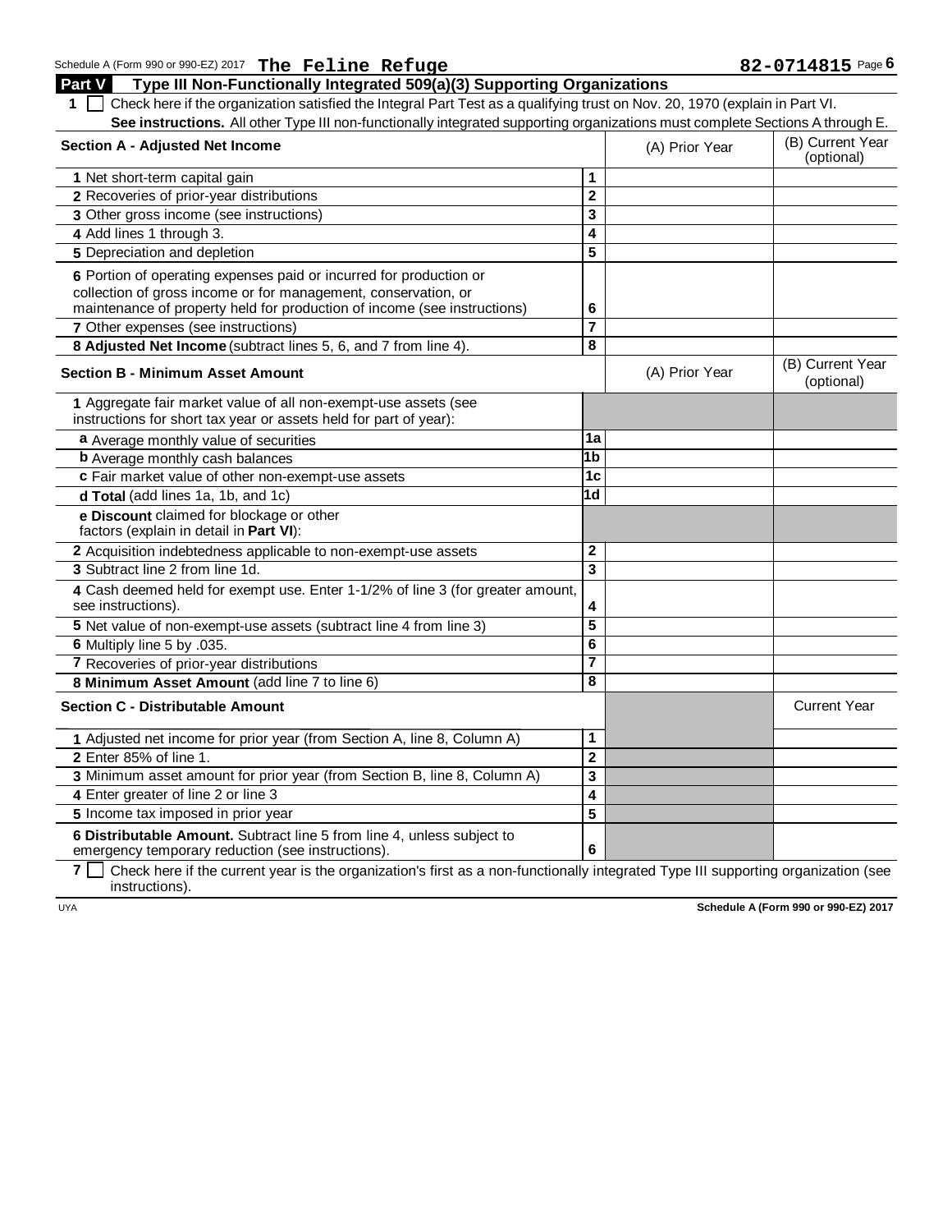Schedule A (Form 990 or 990-EZ) 2017 **The Feline Refuge** **82-0714815** Page **6**

## Part V Type III Non-Functionally Integrated 509(a)(3) Supporting Organizations

**1** ☐ Check here if the organization satisfied the Integral Part Test as a qualifying trust on Nov. 20, 1970 (explain in Part VI. **See instructions.** All other Type III non-functionally integrated supporting organizations must complete Sections A through E.

| **Section A - Adjusted Net Income** | | (A) Prior Year | (B) Current Year (optional) |
|---|---|---|---|
| **1** Net short-term capital gain | **1** | | |
| **2** Recoveries of prior-year distributions | **2** | | |
| **3** Other gross income (see instructions) | **3** | | |
| **4** Add lines 1 through 3. | **4** | | |
| **5** Depreciation and depletion | **5** | | |
| **6** Portion of operating expenses paid or incurred for production or collection of gross income or for management, conservation, or maintenance of property held for production of income (see instructions) | **6** | | |
| **7** Other expenses (see instructions) | **7** | | |
| **8 Adjusted Net Income** (subtract lines 5, 6, and 7 from line 4). | **8** | | |

| **Section B - Minimum Asset Amount** | | (A) Prior Year | (B) Current Year (optional) |
|---|---|---|---|
| **1** Aggregate fair market value of all non-exempt-use assets (see instructions for short tax year or assets held for part of year): | | | |
| **a** Average monthly value of securities | **1a** | | |
| **b** Average monthly cash balances | **1b** | | |
| **c** Fair market value of other non-exempt-use assets | **1c** | | |
| **d Total** (add lines 1a, 1b, and 1c) | **1d** | | |
| **e Discount** claimed for blockage or other factors (explain in detail in **Part VI**): | | | |
| **2** Acquisition indebtedness applicable to non-exempt-use assets | **2** | | |
| **3** Subtract line 2 from line 1d. | **3** | | |
| **4** Cash deemed held for exempt use. Enter 1-1/2% of line 3 (for greater amount, see instructions). | **4** | | |
| **5** Net value of non-exempt-use assets (subtract line 4 from line 3) | **5** | | |
| **6** Multiply line 5 by .035. | **6** | | |
| **7** Recoveries of prior-year distributions | **7** | | |
| **8 Minimum Asset Amount** (add line 7 to line 6) | **8** | | |

| **Section C - Distributable Amount** | | | Current Year |
|---|---|---|---|
| **1** Adjusted net income for prior year (from Section A, line 8, Column A) | **1** | | |
| **2** Enter 85% of line 1. | **2** | | |
| **3** Minimum asset amount for prior year (from Section B, line 8, Column A) | **3** | | |
| **4** Enter greater of line 2 or line 3 | **4** | | |
| **5** Income tax imposed in prior year | **5** | | |
| **6 Distributable Amount.** Subtract line 5 from line 4, unless subject to emergency temporary reduction (see instructions). | **6** | | |

**7** ☐ Check here if the current year is the organization's first as a non-functionally integrated Type III supporting organization (see instructions).

UYA **Schedule A (Form 990 or 990-EZ) 2017**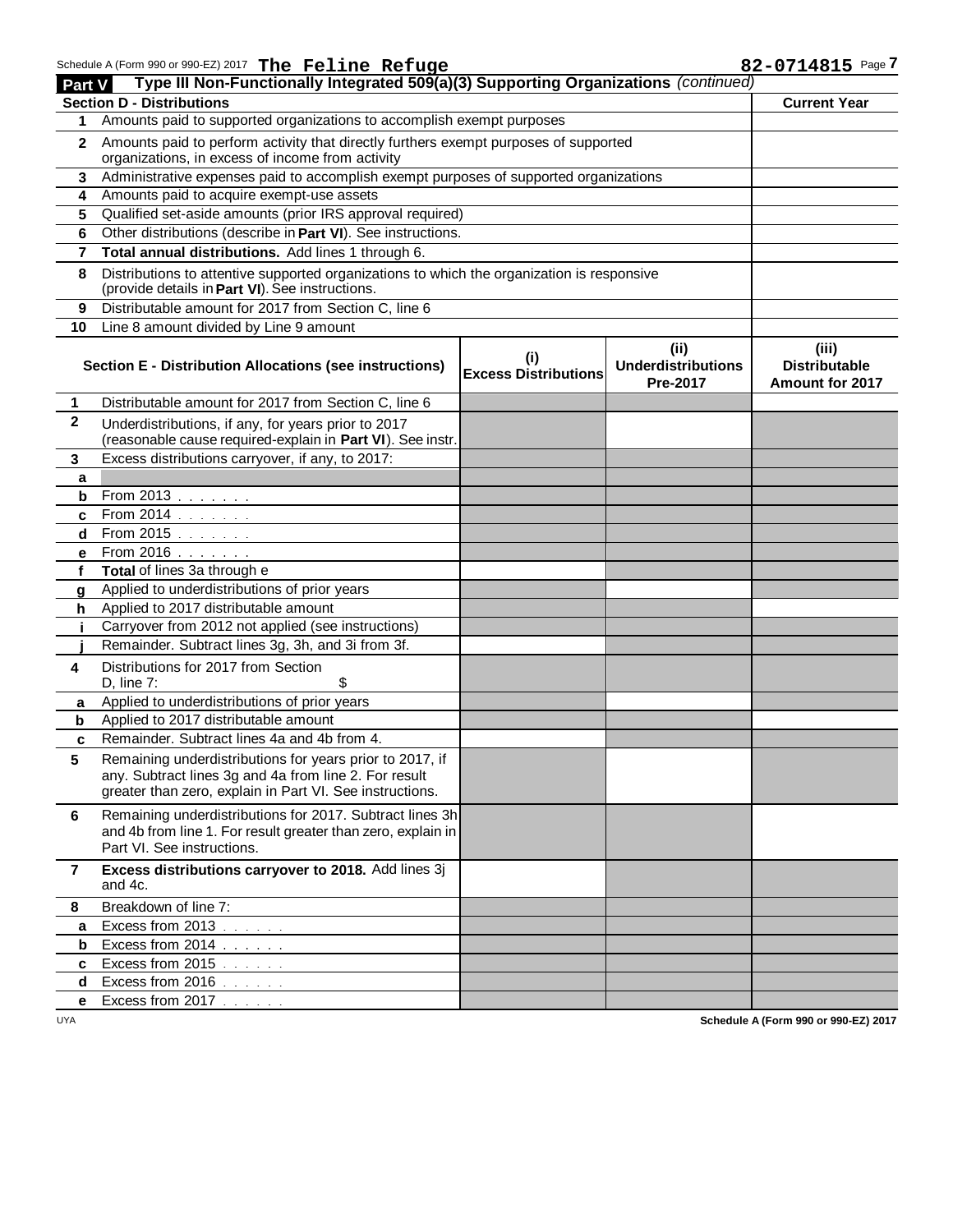Schedule A (Form 990 or 990-EZ) 2017 **The Feline Refuge** 82-0714815 Page **7**

## Part V Type III Non-Functionally Integrated 509(a)(3) Supporting Organizations *(continued)*

| | **Section D - Distributions** | **Current Year** |
|---|---|---|
| **1** | Amounts paid to supported organizations to accomplish exempt purposes | |
| **2** | Amounts paid to perform activity that directly furthers exempt purposes of supported organizations, in excess of income from activity | |
| **3** | Administrative expenses paid to accomplish exempt purposes of supported organizations | |
| **4** | Amounts paid to acquire exempt-use assets | |
| **5** | Qualified set-aside amounts (prior IRS approval required) | |
| **6** | Other distributions (describe in **Part VI**). See instructions. | |
| **7** | **Total annual distributions.** Add lines 1 through 6. | |
| **8** | Distributions to attentive supported organizations to which the organization is responsive (provide details in **Part VI**). See instructions. | |
| **9** | Distributable amount for 2017 from Section C, line 6 | |
| **10** | Line 8 amount divided by Line 9 amount | |

| | **Section E - Distribution Allocations (see instructions)** | **(i) Excess Distributions** | **(ii) Underdistributions Pre-2017** | **(iii) Distributable Amount for 2017** |
|---|---|---|---|---|
| **1** | Distributable amount for 2017 from Section C, line 6 | | | |
| **2** | Underdistributions, if any, for years prior to 2017 (reasonable cause required-explain in **Part VI**). See instr. | | | |
| **3** | Excess distributions carryover, if any, to 2017: | | | |
| **a** | | | | |
| **b** | From 2013 | | | |
| **c** | From 2014 | | | |
| **d** | From 2015 | | | |
| **e** | From 2016 | | | |
| **f** | **Total** of lines 3a through e | | | |
| **g** | Applied to underdistributions of prior years | | | |
| **h** | Applied to 2017 distributable amount | | | |
| **i** | Carryover from 2012 not applied (see instructions) | | | |
| **j** | Remainder. Subtract lines 3g, 3h, and 3i from 3f. | | | |
| **4** | Distributions for 2017 from Section D, line 7: $ | | | |
| **a** | Applied to underdistributions of prior years | | | |
| **b** | Applied to 2017 distributable amount | | | |
| **c** | Remainder. Subtract lines 4a and 4b from 4. | | | |
| **5** | Remaining underdistributions for years prior to 2017, if any. Subtract lines 3g and 4a from line 2. For result greater than zero, explain in Part VI. See instructions. | | | |
| **6** | Remaining underdistributions for 2017. Subtract lines 3h and 4b from line 1. For result greater than zero, explain in Part VI. See instructions. | | | |
| **7** | **Excess distributions carryover to 2018.** Add lines 3j and 4c. | | | |
| **8** | Breakdown of line 7: | | | |
| **a** | Excess from 2013 | | | |
| **b** | Excess from 2014 | | | |
| **c** | Excess from 2015 | | | |
| **d** | Excess from 2016 | | | |
| **e** | Excess from 2017 | | | |

UYA **Schedule A (Form 990 or 990-EZ) 2017**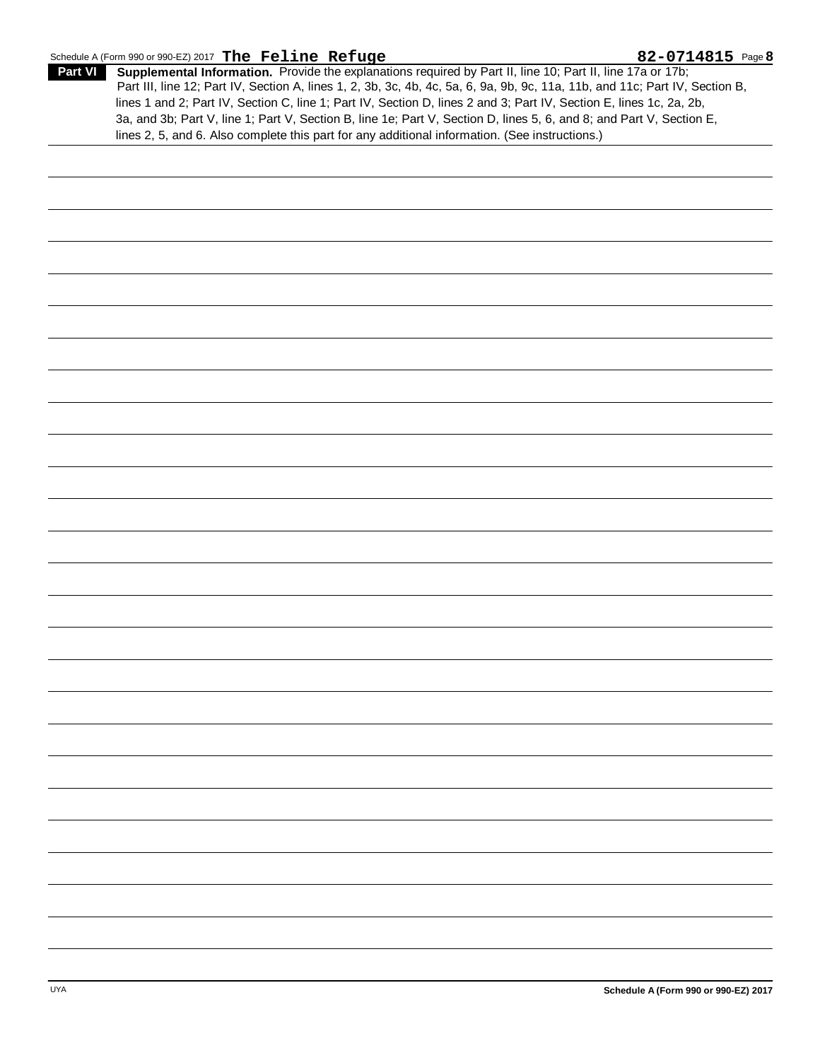Schedule A (Form 990 or 990-EZ) 2017 **The Feline Refuge** **82-0714815** Page **8**

**Part VI** **Supplemental Information.** Provide the explanations required by Part II, line 10; Part II, line 17a or 17b; Part III, line 12; Part IV, Section A, lines 1, 2, 3b, 3c, 4b, 4c, 5a, 6, 9a, 9b, 9c, 11a, 11b, and 11c; Part IV, Section B, lines 1 and 2; Part IV, Section C, line 1; Part IV, Section D, lines 2 and 3; Part IV, Section E, lines 1c, 2a, 2b, 3a, and 3b; Part V, line 1; Part V, Section B, line 1e; Part V, Section D, lines 5, 6, and 8; and Part V, Section E, lines 2, 5, and 6. Also complete this part for any additional information. (See instructions.)

**Schedule A (Form 990 or 990-EZ) 2017**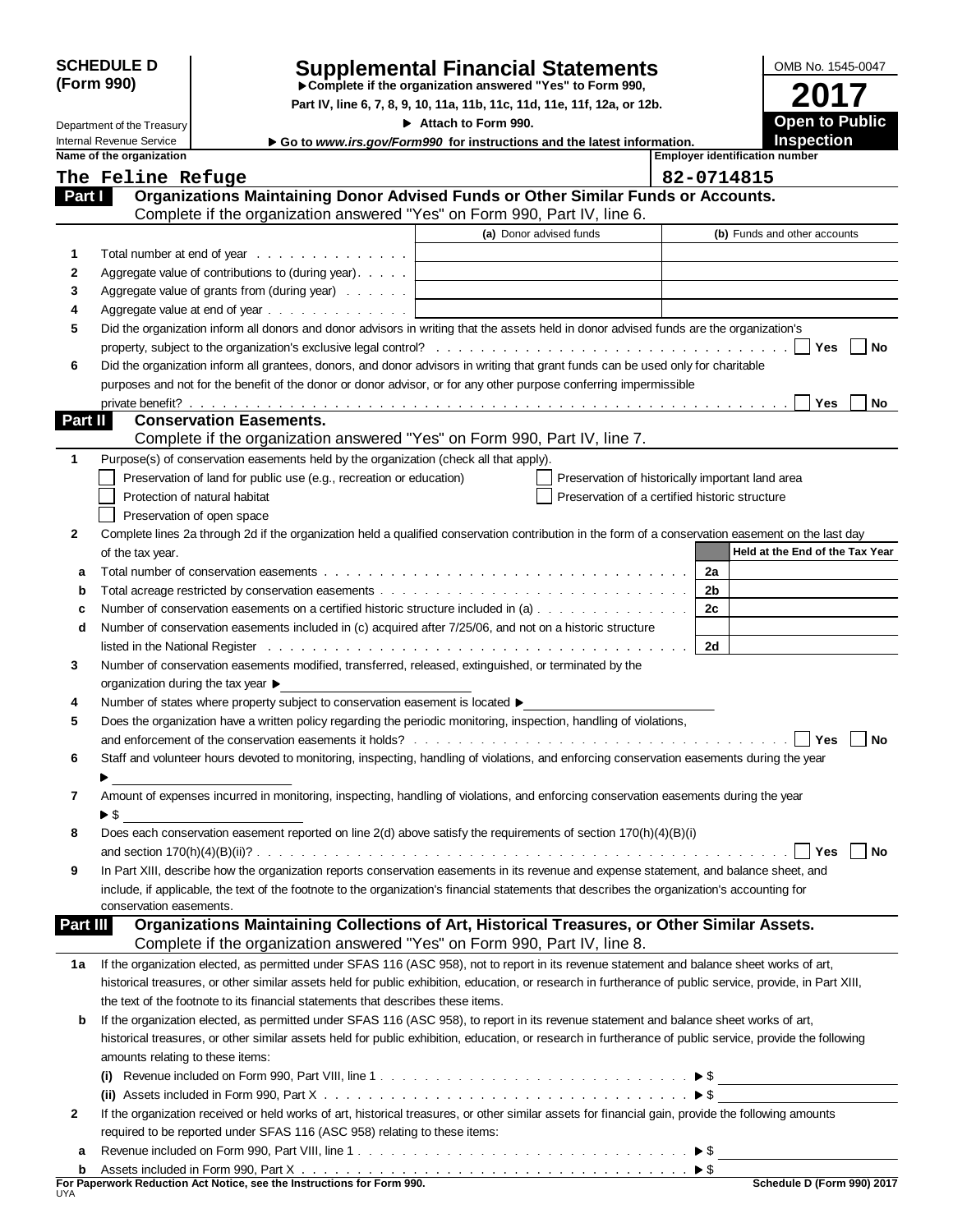**SCHEDULE D (Form 990)**

Department of the Treasury
Internal Revenue Service

# Supplemental Financial Statements

▶ Complete if the organization answered "Yes" to Form 990, Part IV, line 6, 7, 8, 9, 10, 11a, 11b, 11c, 11d, 11e, 11f, 12a, or 12b.

▶ Attach to Form 990.

▶ Go to *www.irs.gov/Form990* for instructions and the latest information.

OMB No. 1545-0047

**2017**

**Open to Public Inspection**

| Name of the organization | Employer identification number |
|---|---|
| The Feline Refuge | 82-0714815 |

## Part I Organizations Maintaining Donor Advised Funds or Other Similar Funds or Accounts.

Complete if the organization answered "Yes" on Form 990, Part IV, line 6.

| | | (a) Donor advised funds | (b) Funds and other accounts |
|---|---|---|---|
| 1 | Total number at end of year | | |
| 2 | Aggregate value of contributions to (during year) | | |
| 3 | Aggregate value of grants from (during year) | | |
| 4 | Aggregate value at end of year | | |

5 Did the organization inform all donors and donor advisors in writing that the assets held in donor advised funds are the organization's property, subject to the organization's exclusive legal control? ☐ Yes ☐ No

6 Did the organization inform all grantees, donors, and donor advisors in writing that grant funds can be used only for charitable purposes and not for the benefit of the donor or donor advisor, or for any other purpose conferring impermissible private benefit? ☐ Yes ☐ No

## Part II Conservation Easements.

Complete if the organization answered "Yes" on Form 990, Part IV, line 7.

1 Purpose(s) of conservation easements held by the organization (check all that apply).

- ☐ Preservation of land for public use (e.g., recreation or education)
- ☐ Protection of natural habitat
- ☐ Preservation of open space
- ☐ Preservation of historically important land area
- ☐ Preservation of a certified historic structure

2 Complete lines 2a through 2d if the organization held a qualified conservation contribution in the form of a conservation easement on the last day of the tax year.

| | | | Held at the End of the Tax Year |
|---|---|---|---|
| a | Total number of conservation easements | 2a | |
| b | Total acreage restricted by conservation easements | 2b | |
| c | Number of conservation easements on a certified historic structure included in (a) | 2c | |
| d | Number of conservation easements included in (c) acquired after 7/25/06, and not on a historic structure listed in the National Register | 2d | |

3 Number of conservation easements modified, transferred, released, extinguished, or terminated by the organization during the tax year ▶

4 Number of states where property subject to conservation easement is located ▶

5 Does the organization have a written policy regarding the periodic monitoring, inspection, handling of violations, and enforcement of the conservation easements it holds? ☐ Yes ☐ No

6 Staff and volunteer hours devoted to monitoring, inspecting, handling of violations, and enforcing conservation easements during the year ▶

7 Amount of expenses incurred in monitoring, inspecting, handling of violations, and enforcing conservation easements during the year ▶ $

8 Does each conservation easement reported on line 2(d) above satisfy the requirements of section 170(h)(4)(B)(i) and section 170(h)(4)(B)(ii)? ☐ Yes ☐ No

9 In Part XIII, describe how the organization reports conservation easements in its revenue and expense statement, and balance sheet, and include, if applicable, the text of the footnote to the organization's financial statements that describes the organization's accounting for conservation easements.

## Part III Organizations Maintaining Collections of Art, Historical Treasures, or Other Similar Assets.

Complete if the organization answered "Yes" on Form 990, Part IV, line 8.

1a If the organization elected, as permitted under SFAS 116 (ASC 958), not to report in its revenue statement and balance sheet works of art, historical treasures, or other similar assets held for public exhibition, education, or research in furtherance of public service, provide, in Part XIII, the text of the footnote to its financial statements that describes these items.

b If the organization elected, as permitted under SFAS 116 (ASC 958), to report in its revenue statement and balance sheet works of art, historical treasures, or other similar assets held for public exhibition, education, or research in furtherance of public service, provide the following amounts relating to these items:

(i) Revenue included on Form 990, Part VIII, line 1 ▶ $

(ii) Assets included in Form 990, Part X ▶ $

2 If the organization received or held works of art, historical treasures, or other similar assets for financial gain, provide the following amounts required to be reported under SFAS 116 (ASC 958) relating to these items:

a Revenue included on Form 990, Part VIII, line 1 ▶ $

b Assets included in Form 990, Part X ▶ $

**For Paperwork Reduction Act Notice, see the Instructions for Form 990.** UYA **Schedule D (Form 990) 2017**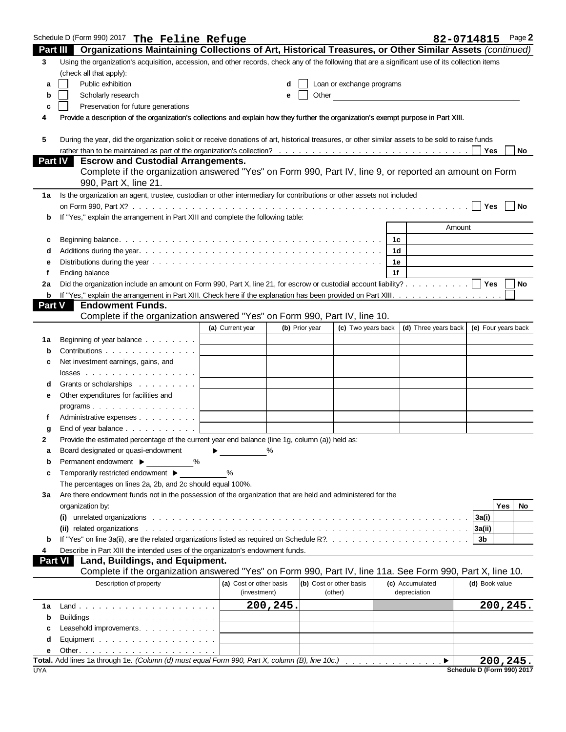Schedule D (Form 990) 2017 **The Feline Refuge** **82-0714815** Page **2**

## Part III Organizations Maintaining Collections of Art, Historical Treasures, or Other Similar Assets *(continued)*

**3** Using the organization's acquisition, accession, and other records, check any of the following that are a significant use of its collection items (check all that apply):

- **a** ☐ Public exhibition
- **b** ☐ Scholarly research
- **c** ☐ Preservation for future generations
- **d** ☐ Loan or exchange programs
- **e** ☐ Other

**4** Provide a description of the organization's collections and explain how they further the organization's exempt purpose in Part XIII.

**5** During the year, did the organization solicit or receive donations of art, historical treasures, or other similar assets to be sold to raise funds rather than to be maintained as part of the organization's collection? ☐ Yes ☐ No

## Part IV Escrow and Custodial Arrangements.

Complete if the organization answered "Yes" on Form 990, Part IV, line 9, or reported an amount on Form 990, Part X, line 21.

**1a** Is the organization an agent, trustee, custodian or other intermediary for contributions or other assets not included on Form 990, Part X? ☐ Yes ☐ No

**b** If "Yes," explain the arrangement in Part XIII and complete the following table:

| | | | Amount |
|---|---|---|---|
| **c** | Beginning balance | 1c | |
| **d** | Additions during the year | 1d | |
| **e** | Distributions during the year | 1e | |
| **f** | Ending balance | 1f | |

**2a** Did the organization include an amount on Form 990, Part X, line 21, for escrow or custodial account liability? ☐ Yes ☐ No

**b** If "Yes," explain the arrangement in Part XIII. Check here if the explanation has been provided on Part XIII ☐

## Part V Endowment Funds.

Complete if the organization answered "Yes" on Form 990, Part IV, line 10.

| | | (a) Current year | (b) Prior year | (c) Two years back | (d) Three years back | (e) Four years back |
|---|---|---|---|---|---|---|
| **1a** | Beginning of year balance | | | | | |
| **b** | Contributions | | | | | |
| **c** | Net investment earnings, gains, and losses | | | | | |
| **d** | Grants or scholarships | | | | | |
| **e** | Other expenditures for facilities and programs | | | | | |
| **f** | Administrative expenses | | | | | |
| **g** | End of year balance | | | | | |

**2** Provide the estimated percentage of the current year end balance (line 1g, column (a)) held as:

- **a** Board designated or quasi-endowment ▶ ______ %
- **b** Permanent endowment ▶ ______ %
- **c** Temporarily restricted endowment ▶ ______ %

The percentages on lines 2a, 2b, and 2c should equal 100%.

**3a** Are there endowment funds not in the possession of the organization that are held and administered for the organization by:

| | | | Yes | No |
|---|---|---|---|---|
| **(i)** | unrelated organizations | 3a(i) | | |
| **(ii)** | related organizations | 3a(ii) | | |
| **b** | If "Yes" on line 3a(ii), are the related organizations listed as required on Schedule R? | 3b | | |

**4** Describe in Part XIII the intended uses of the organizaton's endowment funds.

## Part VI Land, Buildings, and Equipment.

Complete if the organization answered "Yes" on Form 990, Part IV, line 11a. See Form 990, Part X, line 10.

| | Description of property | (a) Cost or other basis (investment) | (b) Cost or other basis (other) | (c) Accumulated depreciation | (d) Book value |
|---|---|---|---|---|---|
| **1a** | Land | 200,245. | | | 200,245. |
| **b** | Buildings | | | | |
| **c** | Leasehold improvements | | | | |
| **d** | Equipment | | | | |
| **e** | Other | | | | |

**Total.** Add lines 1a through 1e. *(Column (d) must equal Form 990, Part X, column (B), line 10c.)* ▶ **200,245.**

UYA **Schedule D (Form 990) 2017**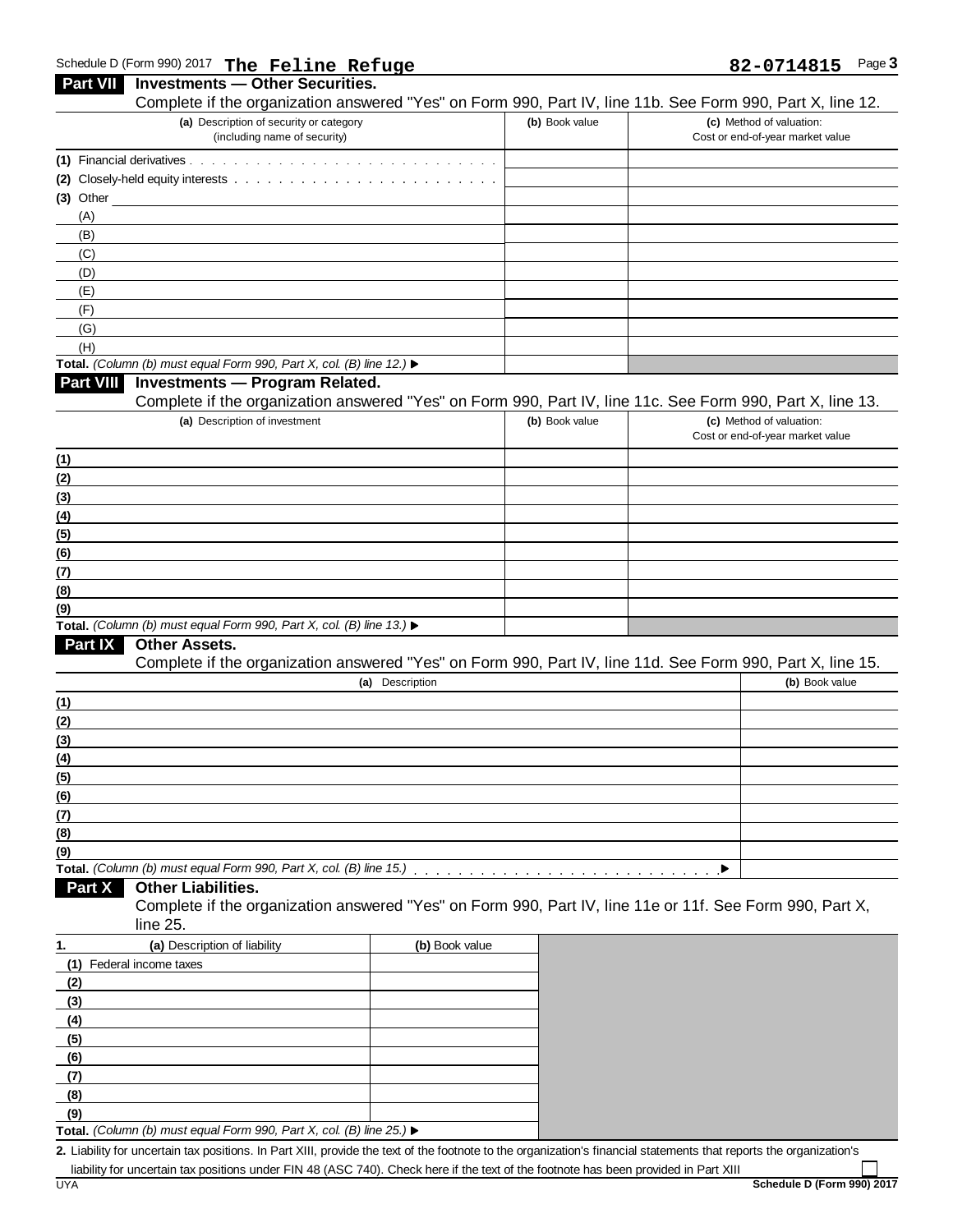Schedule D (Form 990) 2017 **The Feline Refuge** **82-0714815** Page **3**

## Part VII Investments — Other Securities.

Complete if the organization answered "Yes" on Form 990, Part IV, line 11b. See Form 990, Part X, line 12.

| (a) Description of security or category (including name of security) | (b) Book value | (c) Method of valuation: Cost or end-of-year market value |
|---|---|---|
| (1) Financial derivatives | | |
| (2) Closely-held equity interests | | |
| (3) Other | | |
| (A) | | |
| (B) | | |
| (C) | | |
| (D) | | |
| (E) | | |
| (F) | | |
| (G) | | |
| (H) | | |
| **Total.** *(Column (b) must equal Form 990, Part X, col. (B) line 12.)* ▶ | | |

## Part VIII Investments — Program Related.

Complete if the organization answered "Yes" on Form 990, Part IV, line 11c. See Form 990, Part X, line 13.

| (a) Description of investment | (b) Book value | (c) Method of valuation: Cost or end-of-year market value |
|---|---|---|
| (1) | | |
| (2) | | |
| (3) | | |
| (4) | | |
| (5) | | |
| (6) | | |
| (7) | | |
| (8) | | |
| (9) | | |
| **Total.** *(Column (b) must equal Form 990, Part X, col. (B) line 13.)* ▶ | | |

## Part IX Other Assets.

Complete if the organization answered "Yes" on Form 990, Part IV, line 11d. See Form 990, Part X, line 15.

| (a) Description | (b) Book value |
|---|---|
| (1) | |
| (2) | |
| (3) | |
| (4) | |
| (5) | |
| (6) | |
| (7) | |
| (8) | |
| (9) | |
| **Total.** *(Column (b) must equal Form 990, Part X, col. (B) line 15.)* ▶ | |

## Part X Other Liabilities.

Complete if the organization answered "Yes" on Form 990, Part IV, line 11e or 11f. See Form 990, Part X, line 25.

| 1. (a) Description of liability | (b) Book value |
|---|---|
| (1) Federal income taxes | |
| (2) | |
| (3) | |
| (4) | |
| (5) | |
| (6) | |
| (7) | |
| (8) | |
| (9) | |
| **Total.** *(Column (b) must equal Form 990, Part X, col. (B) line 25.)* ▶ | |

**2.** Liability for uncertain tax positions. In Part XIII, provide the text of the footnote to the organization's financial statements that reports the organization's liability for uncertain tax positions under FIN 48 (ASC 740). Check here if the text of the footnote has been provided in Part XIII ☐

UYA **Schedule D (Form 990) 2017**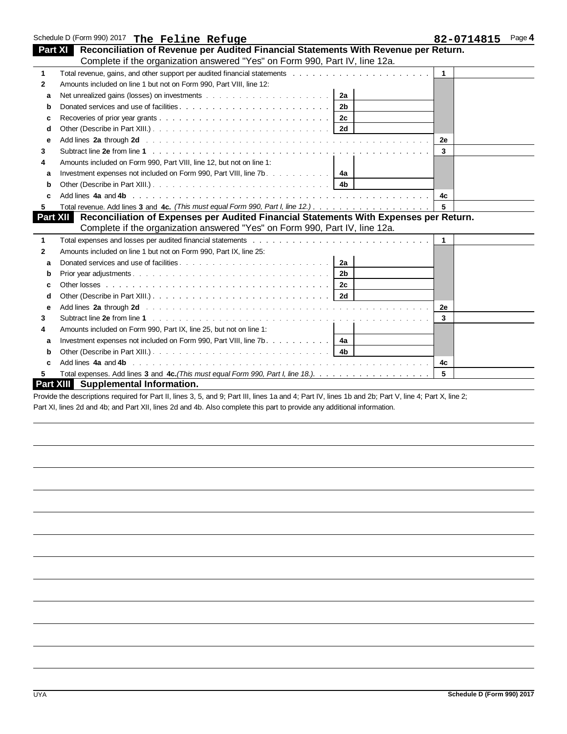Schedule D (Form 990) 2017 **The Feline Refuge** **82-0714815** Page **4**

## Part XI Reconciliation of Revenue per Audited Financial Statements With Revenue per Return.

Complete if the organization answered "Yes" on Form 990, Part IV, line 12a.

| | | | | | |
|---|---|---|---|---|---|
| **1** | Total revenue, gains, and other support per audited financial statements | | | 1 | |
| **2** | Amounts included on line 1 but not on Form 990, Part VIII, line 12: | | | | |
| a | Net unrealized gains (losses) on investments | 2a | | | |
| b | Donated services and use of facilities | 2b | | | |
| c | Recoveries of prior year grants | 2c | | | |
| d | Other (Describe in Part XIII.) | 2d | | | |
| e | Add lines **2a** through **2d** | | | 2e | |
| **3** | Subtract line **2e** from line **1** | | | 3 | |
| **4** | Amounts included on Form 990, Part VIII, line 12, but not on line 1: | | | | |
| a | Investment expenses not included on Form 990, Part VIII, line 7b | 4a | | | |
| b | Other (Describe in Part XIII.) | 4b | | | |
| c | Add lines **4a** and **4b** | | | 4c | |
| **5** | Total revenue. Add lines **3** and **4c.** *(This must equal Form 990, Part I, line 12.)* | | | 5 | |

## Part XII Reconciliation of Expenses per Audited Financial Statements With Expenses per Return.

Complete if the organization answered "Yes" on Form 990, Part IV, line 12a.

| | | | | | |
|---|---|---|---|---|---|
| **1** | Total expenses and losses per audited financial statements | | | 1 | |
| **2** | Amounts included on line 1 but not on Form 990, Part IX, line 25: | | | | |
| a | Donated services and use of facilities | 2a | | | |
| b | Prior year adjustments | 2b | | | |
| c | Other losses | 2c | | | |
| d | Other (Describe in Part XIII.) | 2d | | | |
| e | Add lines **2a** through **2d** | | | 2e | |
| **3** | Subtract line **2e** from line **1** | | | 3 | |
| **4** | Amounts included on Form 990, Part IX, line 25, but not on line 1: | | | | |
| a | Investment expenses not included on Form 990, Part VIII, line 7b | 4a | | | |
| b | Other (Describe in Part XIII.) | 4b | | | |
| c | Add lines **4a** and **4b** | | | 4c | |
| **5** | Total expenses. Add lines **3** and **4c.** *(This must equal Form 990, Part I, line 18.)* | | | 5 | |

## Part XIII Supplemental Information.

Provide the descriptions required for Part II, lines 3, 5, and 9; Part III, lines 1a and 4; Part IV, lines 1b and 2b; Part V, line 4; Part X, line 2; Part XI, lines 2d and 4b; and Part XII, lines 2d and 4b. Also complete this part to provide any additional information.

UYA Schedule D (Form 990) 2017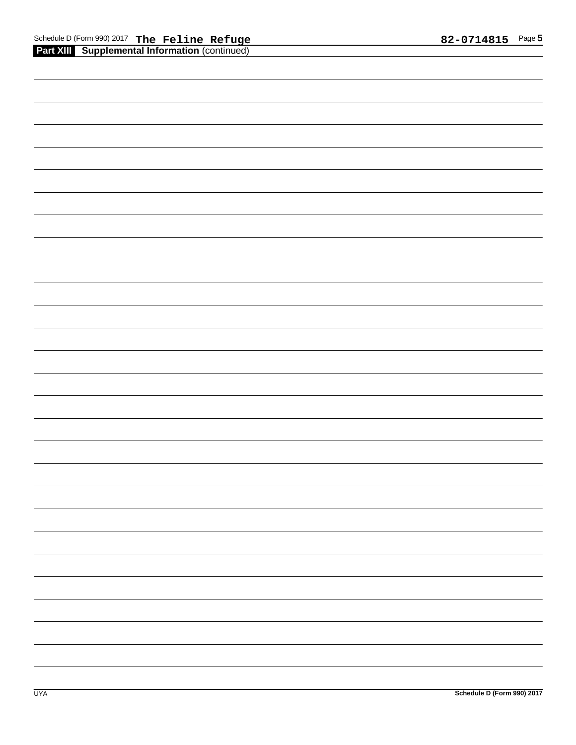Schedule D (Form 990) 2017 **The Feline Refuge** **82-0714815** Page **5**

**Part XIII** **Supplemental Information** (continued)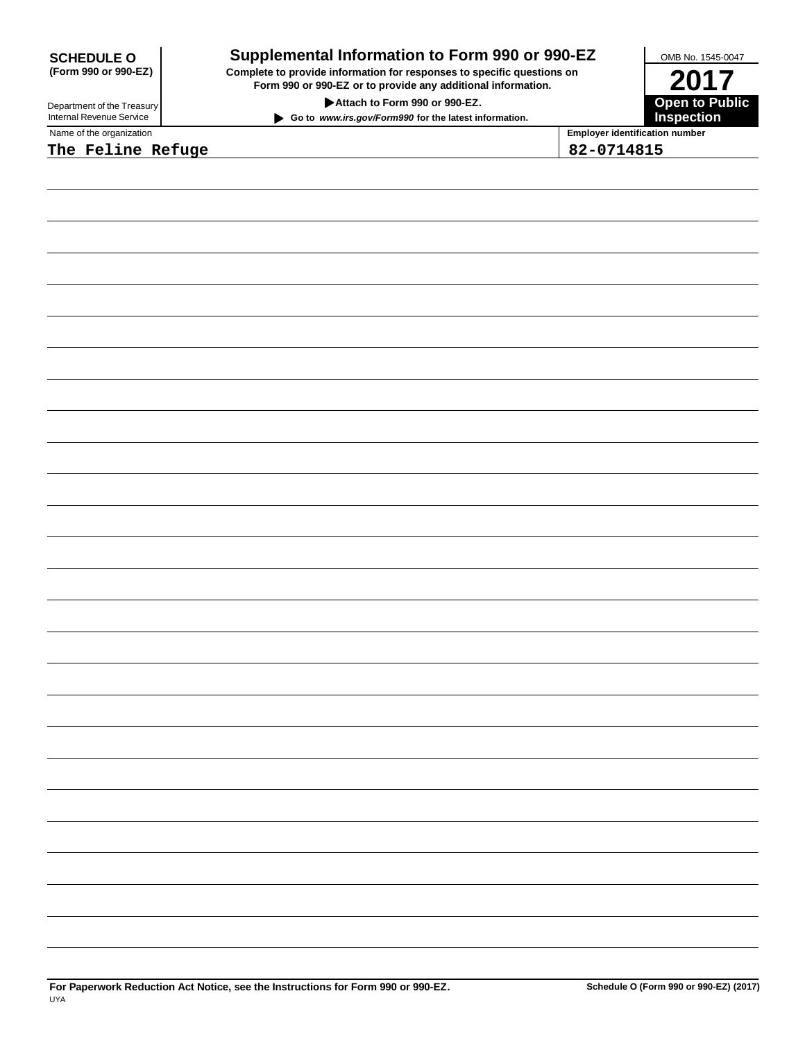**SCHEDULE O (Form 990 or 990-EZ)**

Department of the Treasury
Internal Revenue Service

# Supplemental Information to Form 990 or 990-EZ

**Complete to provide information for responses to specific questions on Form 990 or 990-EZ or to provide any additional information.**

**▶ Attach to Form 990 or 990-EZ.**

**▶ Go to *www.irs.gov/Form990* for the latest information.**

OMB No. 1545-0047

**2017**

**Open to Public Inspection**

| Name of the organization | Employer identification number |
|---|---|
| The Feline Refuge | 82-0714815 |

**For Paperwork Reduction Act Notice, see the Instructions for Form 990 or 990-EZ.**

**Schedule O (Form 990 or 990-EZ) (2017)**

UYA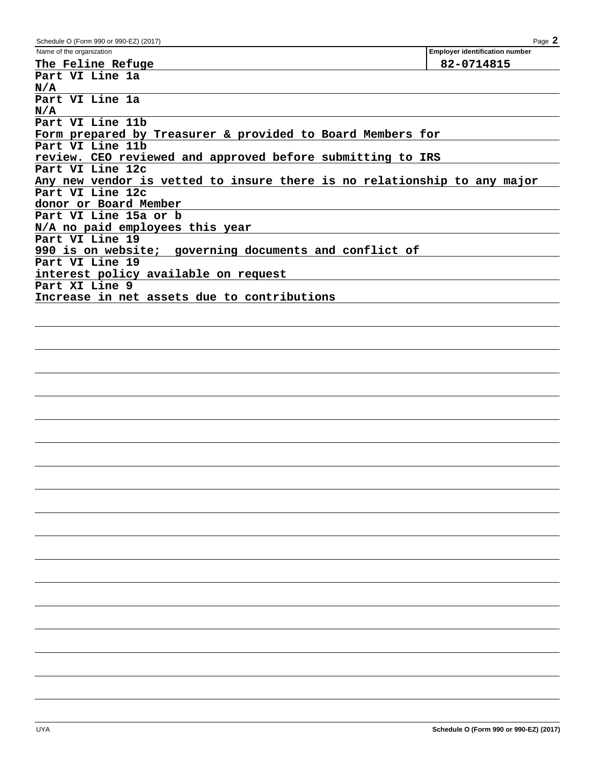Schedule O (Form 990 or 990-EZ) (2017)

| Name of the organization | Employer identification number |
|---|---|
| The Feline Refuge | 82-0714815 |

**Part VI Line 1a**
N/A

**Part VI Line 1a**
N/A

**Part VI Line 11b**
Form prepared by Treasurer & provided to Board Members for

**Part VI Line 11b**
review. CEO reviewed and approved before submitting to IRS

**Part VI Line 12c**
Any new vendor is vetted to insure there is no relationship to any major

**Part VI Line 12c**
donor or Board Member

**Part VI Line 15a or b**
N/A no paid employees this year

**Part VI Line 19**
990 is on website;  governing documents and conflict of

**Part VI Line 19**
interest policy available on request

**Part XI Line 9**
Increase in net assets due to contributions

UYA

Schedule O (Form 990 or 990-EZ) (2017)